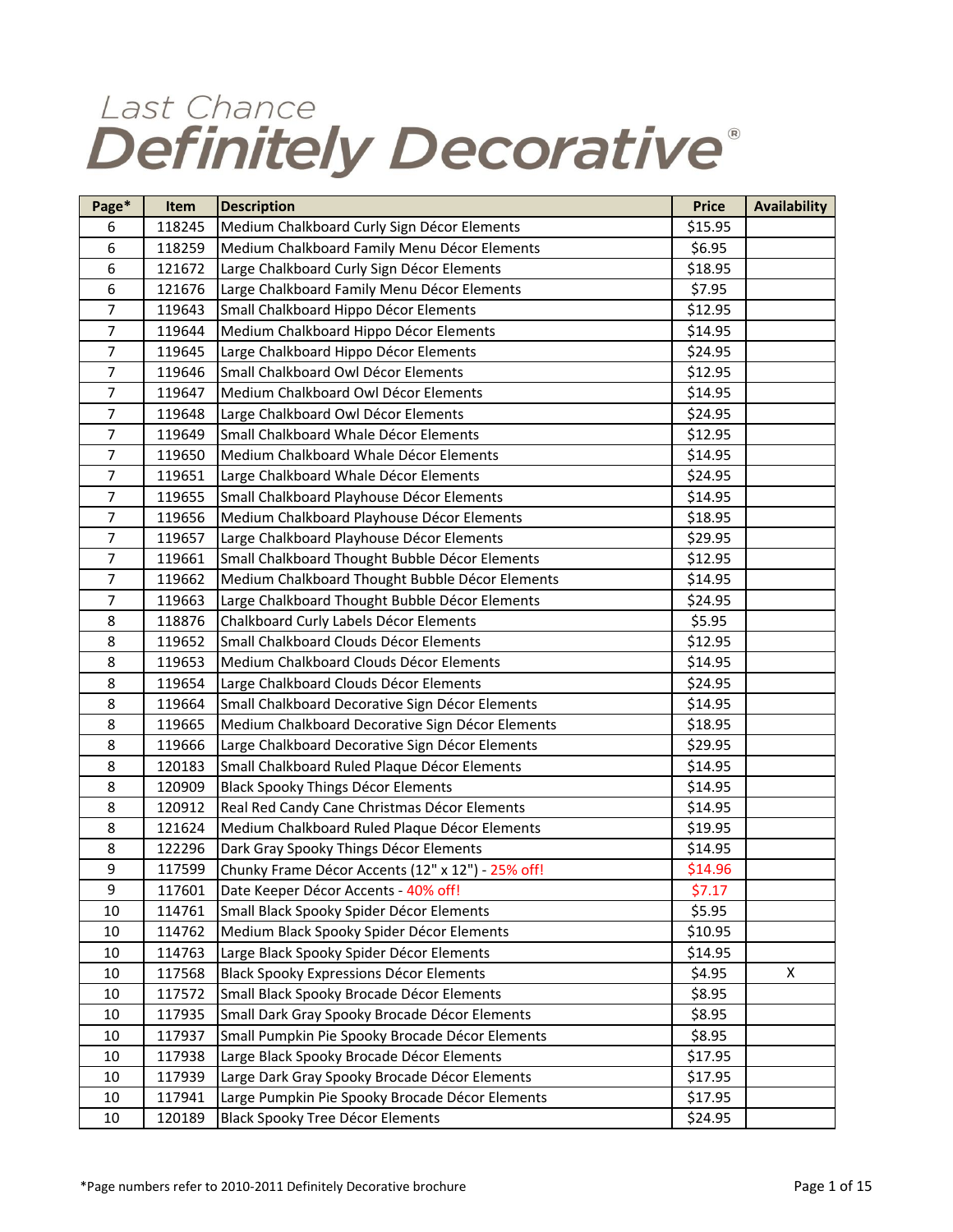# Last Chance Definitely Decorative®

| Page* | Item | Description | Price | Availability |
|---|---|---|---|---|
| 6 | 118245 | Medium Chalkboard Curly Sign Décor Elements | $15.95 | |
| 6 | 118259 | Medium Chalkboard Family Menu Décor Elements | $6.95 | |
| 6 | 121672 | Large Chalkboard Curly Sign Décor Elements | $18.95 | |
| 6 | 121676 | Large Chalkboard Family Menu Décor Elements | $7.95 | |
| 7 | 119643 | Small Chalkboard Hippo Décor Elements | $12.95 | |
| 7 | 119644 | Medium Chalkboard Hippo Décor Elements | $14.95 | |
| 7 | 119645 | Large Chalkboard Hippo Décor Elements | $24.95 | |
| 7 | 119646 | Small Chalkboard Owl Décor Elements | $12.95 | |
| 7 | 119647 | Medium Chalkboard Owl Décor Elements | $14.95 | |
| 7 | 119648 | Large Chalkboard Owl Décor Elements | $24.95 | |
| 7 | 119649 | Small Chalkboard Whale Décor Elements | $12.95 | |
| 7 | 119650 | Medium Chalkboard Whale Décor Elements | $14.95 | |
| 7 | 119651 | Large Chalkboard Whale Décor Elements | $24.95 | |
| 7 | 119655 | Small Chalkboard Playhouse Décor Elements | $14.95 | |
| 7 | 119656 | Medium Chalkboard Playhouse Décor Elements | $18.95 | |
| 7 | 119657 | Large Chalkboard Playhouse Décor Elements | $29.95 | |
| 7 | 119661 | Small Chalkboard Thought Bubble Décor Elements | $12.95 | |
| 7 | 119662 | Medium Chalkboard Thought Bubble Décor Elements | $14.95 | |
| 7 | 119663 | Large Chalkboard Thought Bubble Décor Elements | $24.95 | |
| 8 | 118876 | Chalkboard Curly Labels Décor Elements | $5.95 | |
| 8 | 119652 | Small Chalkboard Clouds Décor Elements | $12.95 | |
| 8 | 119653 | Medium Chalkboard Clouds Décor Elements | $14.95 | |
| 8 | 119654 | Large Chalkboard Clouds Décor Elements | $24.95 | |
| 8 | 119664 | Small Chalkboard Decorative Sign Décor Elements | $14.95 | |
| 8 | 119665 | Medium Chalkboard Decorative Sign Décor Elements | $18.95 | |
| 8 | 119666 | Large Chalkboard Decorative Sign Décor Elements | $29.95 | |
| 8 | 120183 | Small Chalkboard Ruled Plaque Décor Elements | $14.95 | |
| 8 | 120909 | Black Spooky Things Décor Elements | $14.95 | |
| 8 | 120912 | Real Red Candy Cane Christmas Décor Elements | $14.95 | |
| 8 | 121624 | Medium Chalkboard Ruled Plaque Décor Elements | $19.95 | |
| 8 | 122296 | Dark Gray Spooky Things Décor Elements | $14.95 | |
| 9 | 117599 | Chunky Frame Décor Accents (12" x 12") - 25% off! | $14.96 | |
| 9 | 117601 | Date Keeper Décor Accents - 40% off! | $7.17 | |
| 10 | 114761 | Small Black Spooky Spider Décor Elements | $5.95 | |
| 10 | 114762 | Medium Black Spooky Spider Décor Elements | $10.95 | |
| 10 | 114763 | Large Black Spooky Spider Décor Elements | $14.95 | |
| 10 | 117568 | Black Spooky Expressions Décor Elements | $4.95 | X |
| 10 | 117572 | Small Black Spooky Brocade Décor Elements | $8.95 | |
| 10 | 117935 | Small Dark Gray Spooky Brocade Décor Elements | $8.95 | |
| 10 | 117937 | Small Pumpkin Pie Spooky Brocade Décor Elements | $8.95 | |
| 10 | 117938 | Large Black Spooky Brocade Décor Elements | $17.95 | |
| 10 | 117939 | Large Dark Gray Spooky Brocade Décor Elements | $17.95 | |
| 10 | 117941 | Large Pumpkin Pie Spooky Brocade Décor Elements | $17.95 | |
| 10 | 120189 | Black Spooky Tree Décor Elements | $24.95 | |

*Page numbers refer to 2010-2011 Definitely Decorative brochure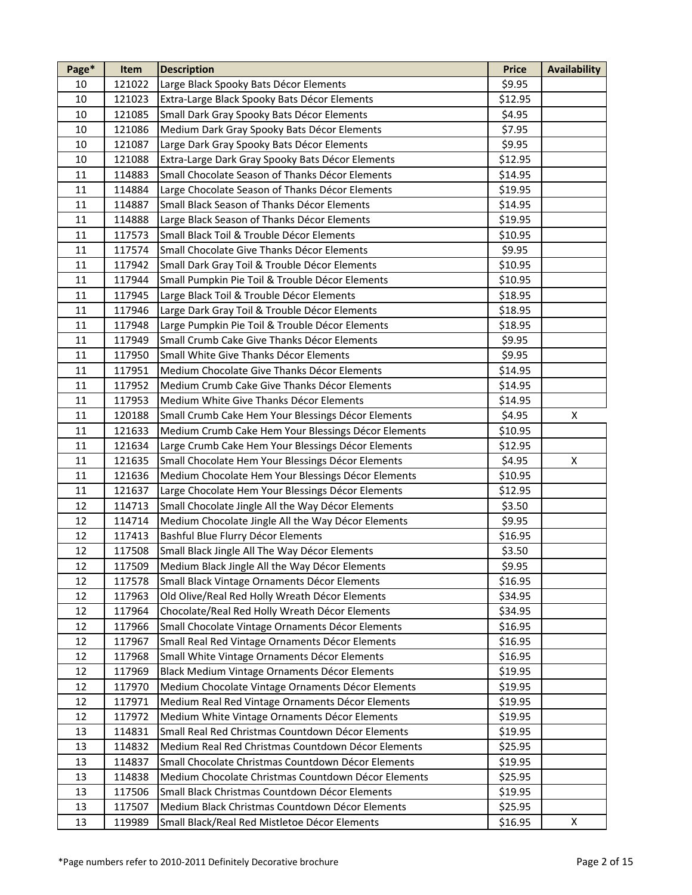| Page* | Item | Description | Price | Availability |
|---|---|---|---|---|
| 10 | 121022 | Large Black Spooky Bats Décor Elements | $9.95 | |
| 10 | 121023 | Extra-Large Black Spooky Bats Décor Elements | $12.95 | |
| 10 | 121085 | Small Dark Gray Spooky Bats Décor Elements | $4.95 | |
| 10 | 121086 | Medium Dark Gray Spooky Bats Décor Elements | $7.95 | |
| 10 | 121087 | Large Dark Gray Spooky Bats Décor Elements | $9.95 | |
| 10 | 121088 | Extra-Large Dark Gray Spooky Bats Décor Elements | $12.95 | |
| 11 | 114883 | Small Chocolate Season of Thanks Décor Elements | $14.95 | |
| 11 | 114884 | Large Chocolate Season of Thanks Décor Elements | $19.95 | |
| 11 | 114887 | Small Black Season of Thanks Décor Elements | $14.95 | |
| 11 | 114888 | Large Black Season of Thanks Décor Elements | $19.95 | |
| 11 | 117573 | Small Black Toil & Trouble Décor Elements | $10.95 | |
| 11 | 117574 | Small Chocolate Give Thanks Décor Elements | $9.95 | |
| 11 | 117942 | Small Dark Gray Toil & Trouble Décor Elements | $10.95 | |
| 11 | 117944 | Small Pumpkin Pie Toil & Trouble Décor Elements | $10.95 | |
| 11 | 117945 | Large Black Toil & Trouble Décor Elements | $18.95 | |
| 11 | 117946 | Large Dark Gray Toil & Trouble Décor Elements | $18.95 | |
| 11 | 117948 | Large Pumpkin Pie Toil & Trouble Décor Elements | $18.95 | |
| 11 | 117949 | Small Crumb Cake Give Thanks Décor Elements | $9.95 | |
| 11 | 117950 | Small White Give Thanks Décor Elements | $9.95 | |
| 11 | 117951 | Medium Chocolate Give Thanks Décor Elements | $14.95 | |
| 11 | 117952 | Medium Crumb Cake Give Thanks Décor Elements | $14.95 | |
| 11 | 117953 | Medium White Give Thanks Décor Elements | $14.95 | |
| 11 | 120188 | Small Crumb Cake Hem Your Blessings Décor Elements | $4.95 | X |
| 11 | 121633 | Medium Crumb Cake Hem Your Blessings Décor Elements | $10.95 | |
| 11 | 121634 | Large Crumb Cake Hem Your Blessings Décor Elements | $12.95 | |
| 11 | 121635 | Small Chocolate Hem Your Blessings Décor Elements | $4.95 | X |
| 11 | 121636 | Medium Chocolate Hem Your Blessings Décor Elements | $10.95 | |
| 11 | 121637 | Large Chocolate Hem Your Blessings Décor Elements | $12.95 | |
| 12 | 114713 | Small Chocolate Jingle All the Way Décor Elements | $3.50 | |
| 12 | 114714 | Medium Chocolate Jingle All the Way Décor Elements | $9.95 | |
| 12 | 117413 | Bashful Blue Flurry Décor Elements | $16.95 | |
| 12 | 117508 | Small Black Jingle All The Way Décor Elements | $3.50 | |
| 12 | 117509 | Medium Black Jingle All the Way Décor Elements | $9.95 | |
| 12 | 117578 | Small Black Vintage Ornaments Décor Elements | $16.95 | |
| 12 | 117963 | Old Olive/Real Red Holly Wreath Décor Elements | $34.95 | |
| 12 | 117964 | Chocolate/Real Red Holly Wreath Décor Elements | $34.95 | |
| 12 | 117966 | Small Chocolate Vintage Ornaments Décor Elements | $16.95 | |
| 12 | 117967 | Small Real Red Vintage Ornaments Décor Elements | $16.95 | |
| 12 | 117968 | Small White Vintage Ornaments Décor Elements | $16.95 | |
| 12 | 117969 | Black Medium Vintage Ornaments Décor Elements | $19.95 | |
| 12 | 117970 | Medium Chocolate Vintage Ornaments Décor Elements | $19.95 | |
| 12 | 117971 | Medium Real Red Vintage Ornaments Décor Elements | $19.95 | |
| 12 | 117972 | Medium White Vintage Ornaments Décor Elements | $19.95 | |
| 13 | 114831 | Small Real Red Christmas Countdown Décor Elements | $19.95 | |
| 13 | 114832 | Medium Real Red Christmas Countdown Décor Elements | $25.95 | |
| 13 | 114837 | Small Chocolate Christmas Countdown Décor Elements | $19.95 | |
| 13 | 114838 | Medium Chocolate Christmas Countdown Décor Elements | $25.95 | |
| 13 | 117506 | Small Black Christmas Countdown Décor Elements | $19.95 | |
| 13 | 117507 | Medium Black Christmas Countdown Décor Elements | $25.95 | |
| 13 | 119989 | Small Black/Real Red Mistletoe Décor Elements | $16.95 | X |

*Page numbers refer to 2010-2011 Definitely Decorative brochure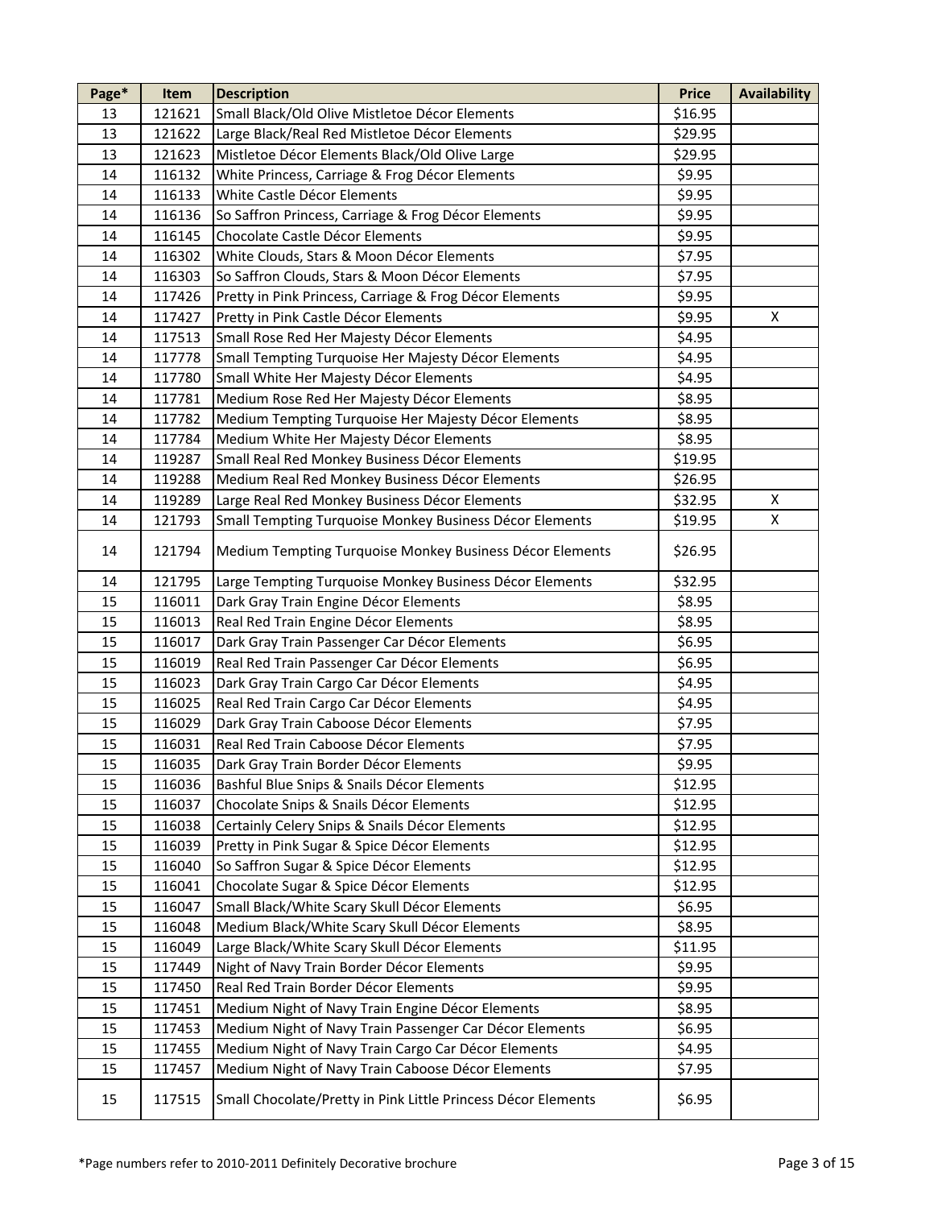| Page* | Item | Description | Price | Availability |
|---|---|---|---|---|
| 13 | 121621 | Small Black/Old Olive Mistletoe Décor Elements | $16.95 | |
| 13 | 121622 | Large Black/Real Red Mistletoe Décor Elements | $29.95 | |
| 13 | 121623 | Mistletoe Décor Elements Black/Old Olive Large | $29.95 | |
| 14 | 116132 | White Princess, Carriage & Frog Décor Elements | $9.95 | |
| 14 | 116133 | White Castle Décor Elements | $9.95 | |
| 14 | 116136 | So Saffron Princess, Carriage & Frog Décor Elements | $9.95 | |
| 14 | 116145 | Chocolate Castle Décor Elements | $9.95 | |
| 14 | 116302 | White Clouds, Stars & Moon Décor Elements | $7.95 | |
| 14 | 116303 | So Saffron Clouds, Stars & Moon Décor Elements | $7.95 | |
| 14 | 117426 | Pretty in Pink Princess, Carriage & Frog Décor Elements | $9.95 | |
| 14 | 117427 | Pretty in Pink Castle Décor Elements | $9.95 | X |
| 14 | 117513 | Small Rose Red Her Majesty Décor Elements | $4.95 | |
| 14 | 117778 | Small Tempting Turquoise Her Majesty Décor Elements | $4.95 | |
| 14 | 117780 | Small White Her Majesty Décor Elements | $4.95 | |
| 14 | 117781 | Medium Rose Red Her Majesty Décor Elements | $8.95 | |
| 14 | 117782 | Medium Tempting Turquoise Her Majesty Décor Elements | $8.95 | |
| 14 | 117784 | Medium White Her Majesty Décor Elements | $8.95 | |
| 14 | 119287 | Small Real Red Monkey Business Décor Elements | $19.95 | |
| 14 | 119288 | Medium Real Red Monkey Business Décor Elements | $26.95 | |
| 14 | 119289 | Large Real Red Monkey Business Décor Elements | $32.95 | X |
| 14 | 121793 | Small Tempting Turquoise Monkey Business Décor Elements | $19.95 | X |
| 14 | 121794 | Medium Tempting Turquoise Monkey Business Décor Elements | $26.95 | |
| 14 | 121795 | Large Tempting Turquoise Monkey Business Décor Elements | $32.95 | |
| 15 | 116011 | Dark Gray Train Engine Décor Elements | $8.95 | |
| 15 | 116013 | Real Red Train Engine Décor Elements | $8.95 | |
| 15 | 116017 | Dark Gray Train Passenger Car Décor Elements | $6.95 | |
| 15 | 116019 | Real Red Train Passenger Car Décor Elements | $6.95 | |
| 15 | 116023 | Dark Gray Train Cargo Car Décor Elements | $4.95 | |
| 15 | 116025 | Real Red Train Cargo Car Décor Elements | $4.95 | |
| 15 | 116029 | Dark Gray Train Caboose Décor Elements | $7.95 | |
| 15 | 116031 | Real Red Train Caboose Décor Elements | $7.95 | |
| 15 | 116035 | Dark Gray Train Border Décor Elements | $9.95 | |
| 15 | 116036 | Bashful Blue Snips & Snails Décor Elements | $12.95 | |
| 15 | 116037 | Chocolate Snips & Snails Décor Elements | $12.95 | |
| 15 | 116038 | Certainly Celery Snips & Snails Décor Elements | $12.95 | |
| 15 | 116039 | Pretty in Pink Sugar & Spice Décor Elements | $12.95 | |
| 15 | 116040 | So Saffron Sugar & Spice Décor Elements | $12.95 | |
| 15 | 116041 | Chocolate Sugar & Spice Décor Elements | $12.95 | |
| 15 | 116047 | Small Black/White Scary Skull Décor Elements | $6.95 | |
| 15 | 116048 | Medium Black/White Scary Skull Décor Elements | $8.95 | |
| 15 | 116049 | Large Black/White Scary Skull Décor Elements | $11.95 | |
| 15 | 117449 | Night of Navy Train Border Décor Elements | $9.95 | |
| 15 | 117450 | Real Red Train Border Décor Elements | $9.95 | |
| 15 | 117451 | Medium Night of Navy Train Engine Décor Elements | $8.95 | |
| 15 | 117453 | Medium Night of Navy Train Passenger Car Décor Elements | $6.95 | |
| 15 | 117455 | Medium Night of Navy Train Cargo Car Décor Elements | $4.95 | |
| 15 | 117457 | Medium Night of Navy Train Caboose Décor Elements | $7.95 | |
| 15 | 117515 | Small Chocolate/Pretty in Pink Little Princess Décor Elements | $6.95 | |

*Page numbers refer to 2010-2011 Definitely Decorative brochure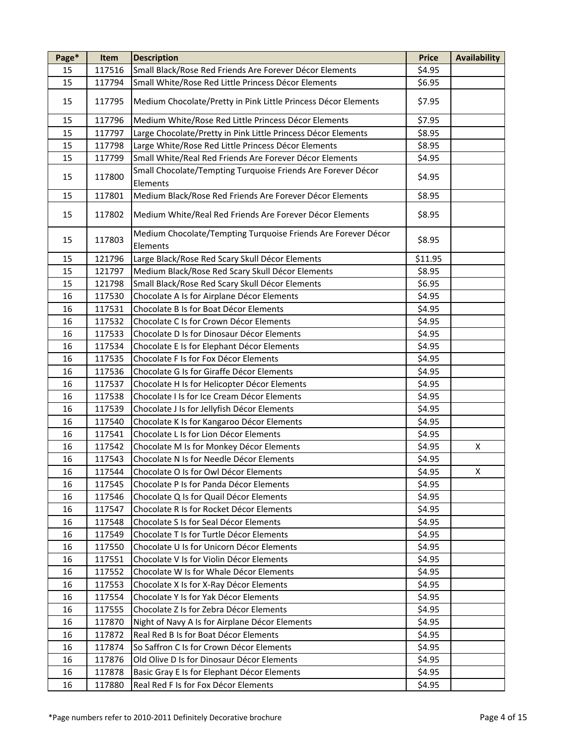| Page* | Item | Description | Price | Availability |
|---|---|---|---|---|
| 15 | 117516 | Small Black/Rose Red Friends Are Forever Décor Elements | $4.95 | |
| 15 | 117794 | Small White/Rose Red Little Princess Décor Elements | $6.95 | |
| 15 | 117795 | Medium Chocolate/Pretty in Pink Little Princess Décor Elements | $7.95 | |
| 15 | 117796 | Medium White/Rose Red Little Princess Décor Elements | $7.95 | |
| 15 | 117797 | Large Chocolate/Pretty in Pink Little Princess Décor Elements | $8.95 | |
| 15 | 117798 | Large White/Rose Red Little Princess Décor Elements | $8.95 | |
| 15 | 117799 | Small White/Real Red Friends Are Forever Décor Elements | $4.95 | |
| 15 | 117800 | Small Chocolate/Tempting Turquoise Friends Are Forever Décor Elements | $4.95 | |
| 15 | 117801 | Medium Black/Rose Red Friends Are Forever Décor Elements | $8.95 | |
| 15 | 117802 | Medium White/Real Red Friends Are Forever Décor Elements | $8.95 | |
| 15 | 117803 | Medium Chocolate/Tempting Turquoise Friends Are Forever Décor Elements | $8.95 | |
| 15 | 121796 | Large Black/Rose Red Scary Skull Décor Elements | $11.95 | |
| 15 | 121797 | Medium Black/Rose Red Scary Skull Décor Elements | $8.95 | |
| 15 | 121798 | Small Black/Rose Red Scary Skull Décor Elements | $6.95 | |
| 16 | 117530 | Chocolate A Is for Airplane Décor Elements | $4.95 | |
| 16 | 117531 | Chocolate B Is for Boat Décor Elements | $4.95 | |
| 16 | 117532 | Chocolate C Is for Crown Décor Elements | $4.95 | |
| 16 | 117533 | Chocolate D Is for Dinosaur Décor Elements | $4.95 | |
| 16 | 117534 | Chocolate E Is for Elephant Décor Elements | $4.95 | |
| 16 | 117535 | Chocolate F Is for Fox Décor Elements | $4.95 | |
| 16 | 117536 | Chocolate G Is for Giraffe Décor Elements | $4.95 | |
| 16 | 117537 | Chocolate H Is for Helicopter Décor Elements | $4.95 | |
| 16 | 117538 | Chocolate I Is for Ice Cream Décor Elements | $4.95 | |
| 16 | 117539 | Chocolate J Is for Jellyfish Décor Elements | $4.95 | |
| 16 | 117540 | Chocolate K Is for Kangaroo Décor Elements | $4.95 | |
| 16 | 117541 | Chocolate L Is for Lion Décor Elements | $4.95 | |
| 16 | 117542 | Chocolate M Is for Monkey Décor Elements | $4.95 | X |
| 16 | 117543 | Chocolate N Is for Needle Décor Elements | $4.95 | |
| 16 | 117544 | Chocolate O Is for Owl Décor Elements | $4.95 | X |
| 16 | 117545 | Chocolate P Is for Panda Décor Elements | $4.95 | |
| 16 | 117546 | Chocolate Q Is for Quail Décor Elements | $4.95 | |
| 16 | 117547 | Chocolate R Is for Rocket Décor Elements | $4.95 | |
| 16 | 117548 | Chocolate S Is for Seal Décor Elements | $4.95 | |
| 16 | 117549 | Chocolate T Is for Turtle Décor Elements | $4.95 | |
| 16 | 117550 | Chocolate U Is for Unicorn Décor Elements | $4.95 | |
| 16 | 117551 | Chocolate V Is for Violin Décor Elements | $4.95 | |
| 16 | 117552 | Chocolate W Is for Whale Décor Elements | $4.95 | |
| 16 | 117553 | Chocolate X Is for X-Ray Décor Elements | $4.95 | |
| 16 | 117554 | Chocolate Y Is for Yak Décor Elements | $4.95 | |
| 16 | 117555 | Chocolate Z Is for Zebra Décor Elements | $4.95 | |
| 16 | 117870 | Night of Navy A Is for Airplane Décor Elements | $4.95 | |
| 16 | 117872 | Real Red B Is for Boat Décor Elements | $4.95 | |
| 16 | 117874 | So Saffron C Is for Crown Décor Elements | $4.95 | |
| 16 | 117876 | Old Olive D Is for Dinosaur Décor Elements | $4.95 | |
| 16 | 117878 | Basic Gray E Is for Elephant Décor Elements | $4.95 | |
| 16 | 117880 | Real Red F Is for Fox Décor Elements | $4.95 | |

*Page numbers refer to 2010-2011 Definitely Decorative brochure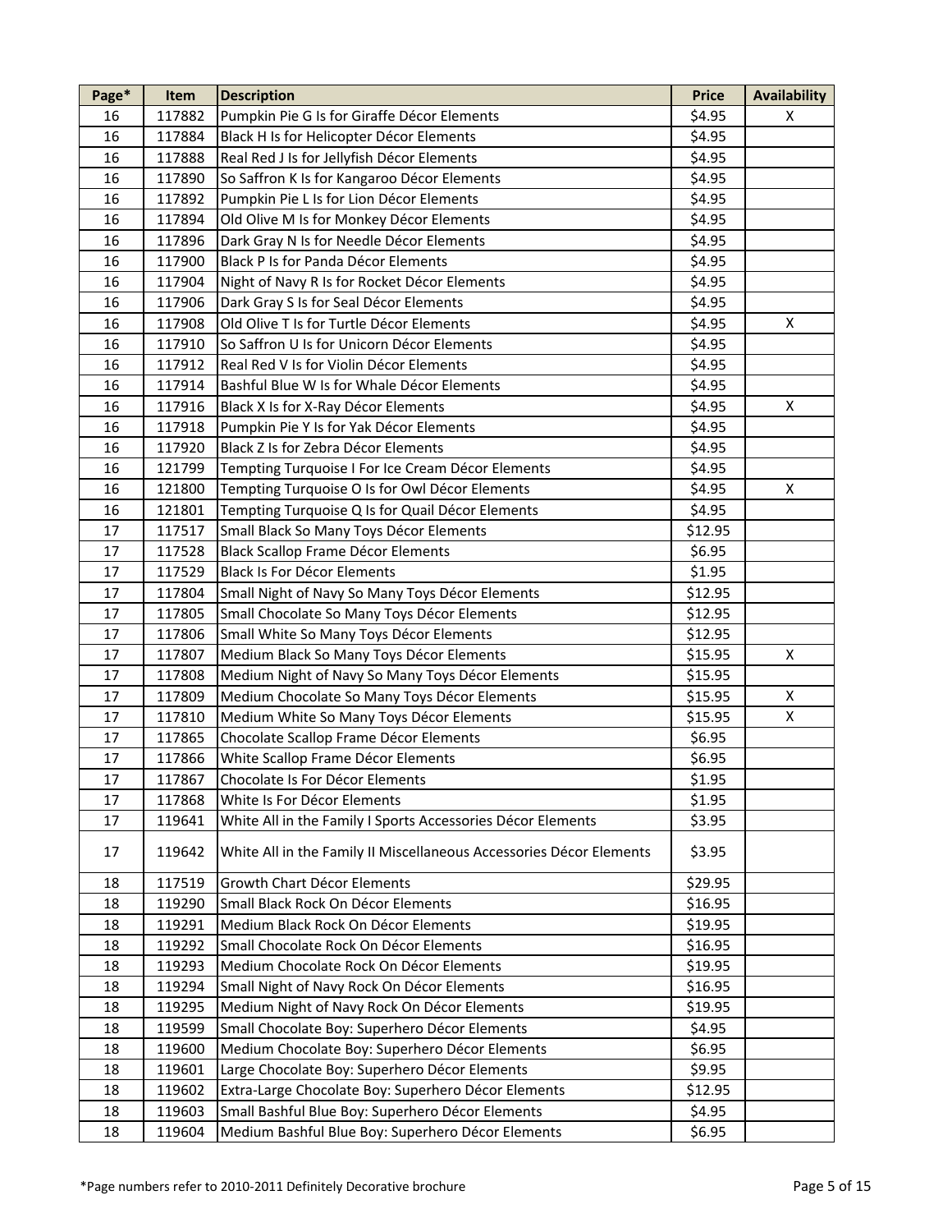| Page* | Item | Description | Price | Availability |
|---|---|---|---|---|
| 16 | 117882 | Pumpkin Pie G Is for Giraffe Décor Elements | $4.95 | X |
| 16 | 117884 | Black H Is for Helicopter Décor Elements | $4.95 | |
| 16 | 117888 | Real Red J Is for Jellyfish Décor Elements | $4.95 | |
| 16 | 117890 | So Saffron K Is for Kangaroo Décor Elements | $4.95 | |
| 16 | 117892 | Pumpkin Pie L Is for Lion Décor Elements | $4.95 | |
| 16 | 117894 | Old Olive M Is for Monkey Décor Elements | $4.95 | |
| 16 | 117896 | Dark Gray N Is for Needle Décor Elements | $4.95 | |
| 16 | 117900 | Black P Is for Panda Décor Elements | $4.95 | |
| 16 | 117904 | Night of Navy R Is for Rocket Décor Elements | $4.95 | |
| 16 | 117906 | Dark Gray S Is for Seal Décor Elements | $4.95 | |
| 16 | 117908 | Old Olive T Is for Turtle Décor Elements | $4.95 | X |
| 16 | 117910 | So Saffron U Is for Unicorn Décor Elements | $4.95 | |
| 16 | 117912 | Real Red V Is for Violin Décor Elements | $4.95 | |
| 16 | 117914 | Bashful Blue W Is for Whale Décor Elements | $4.95 | |
| 16 | 117916 | Black X Is for X-Ray Décor Elements | $4.95 | X |
| 16 | 117918 | Pumpkin Pie Y Is for Yak Décor Elements | $4.95 | |
| 16 | 117920 | Black Z Is for Zebra Décor Elements | $4.95 | |
| 16 | 121799 | Tempting Turquoise I For Ice Cream Décor Elements | $4.95 | |
| 16 | 121800 | Tempting Turquoise O Is for Owl Décor Elements | $4.95 | X |
| 16 | 121801 | Tempting Turquoise Q Is for Quail Décor Elements | $4.95 | |
| 17 | 117517 | Small Black So Many Toys Décor Elements | $12.95 | |
| 17 | 117528 | Black Scallop Frame Décor Elements | $6.95 | |
| 17 | 117529 | Black Is For Décor Elements | $1.95 | |
| 17 | 117804 | Small Night of Navy So Many Toys Décor Elements | $12.95 | |
| 17 | 117805 | Small Chocolate So Many Toys Décor Elements | $12.95 | |
| 17 | 117806 | Small White So Many Toys Décor Elements | $12.95 | |
| 17 | 117807 | Medium Black So Many Toys Décor Elements | $15.95 | X |
| 17 | 117808 | Medium Night of Navy So Many Toys Décor Elements | $15.95 | |
| 17 | 117809 | Medium Chocolate So Many Toys Décor Elements | $15.95 | X |
| 17 | 117810 | Medium White So Many Toys Décor Elements | $15.95 | X |
| 17 | 117865 | Chocolate Scallop Frame Décor Elements | $6.95 | |
| 17 | 117866 | White Scallop Frame Décor Elements | $6.95 | |
| 17 | 117867 | Chocolate Is For Décor Elements | $1.95 | |
| 17 | 117868 | White Is For Décor Elements | $1.95 | |
| 17 | 119641 | White All in the Family I Sports Accessories Décor Elements | $3.95 | |
| 17 | 119642 | White All in the Family II Miscellaneous Accessories Décor Elements | $3.95 | |
| 18 | 117519 | Growth Chart Décor Elements | $29.95 | |
| 18 | 119290 | Small Black Rock On Décor Elements | $16.95 | |
| 18 | 119291 | Medium Black Rock On Décor Elements | $19.95 | |
| 18 | 119292 | Small Chocolate Rock On Décor Elements | $16.95 | |
| 18 | 119293 | Medium Chocolate Rock On Décor Elements | $19.95 | |
| 18 | 119294 | Small Night of Navy Rock On Décor Elements | $16.95 | |
| 18 | 119295 | Medium Night of Navy Rock On Décor Elements | $19.95 | |
| 18 | 119599 | Small Chocolate Boy: Superhero Décor Elements | $4.95 | |
| 18 | 119600 | Medium Chocolate Boy: Superhero Décor Elements | $6.95 | |
| 18 | 119601 | Large Chocolate Boy: Superhero Décor Elements | $9.95 | |
| 18 | 119602 | Extra-Large Chocolate Boy: Superhero Décor Elements | $12.95 | |
| 18 | 119603 | Small Bashful Blue Boy: Superhero Décor Elements | $4.95 | |
| 18 | 119604 | Medium Bashful Blue Boy: Superhero Décor Elements | $6.95 | |

*Page numbers refer to 2010-2011 Definitely Decorative brochure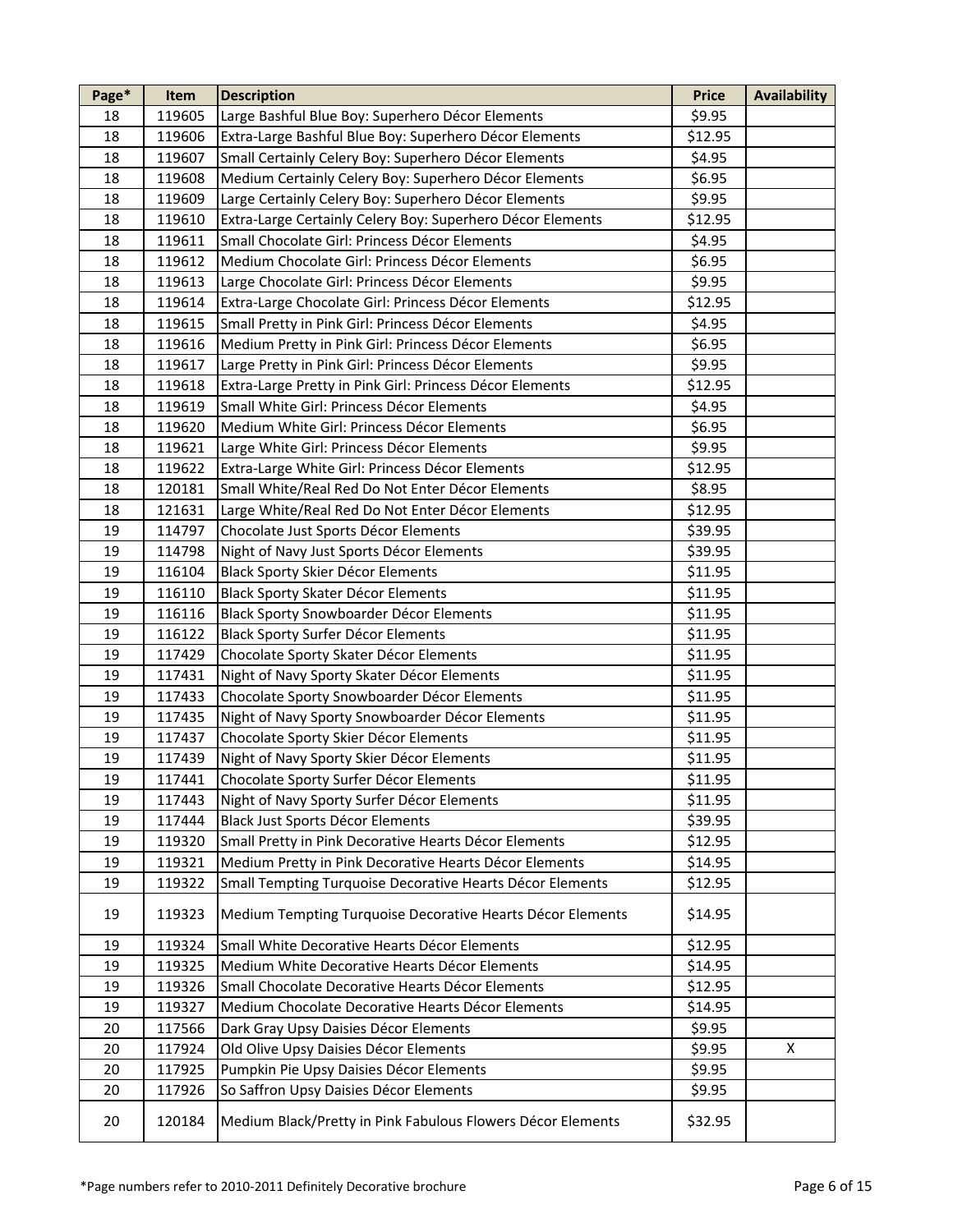| Page* | Item | Description | Price | Availability |
|---|---|---|---|---|
| 18 | 119605 | Large Bashful Blue Boy: Superhero Décor Elements | $9.95 | |
| 18 | 119606 | Extra-Large Bashful Blue Boy: Superhero Décor Elements | $12.95 | |
| 18 | 119607 | Small Certainly Celery Boy: Superhero Décor Elements | $4.95 | |
| 18 | 119608 | Medium Certainly Celery Boy: Superhero Décor Elements | $6.95 | |
| 18 | 119609 | Large Certainly Celery Boy: Superhero Décor Elements | $9.95 | |
| 18 | 119610 | Extra-Large Certainly Celery Boy: Superhero Décor Elements | $12.95 | |
| 18 | 119611 | Small Chocolate Girl: Princess Décor Elements | $4.95 | |
| 18 | 119612 | Medium Chocolate Girl: Princess Décor Elements | $6.95 | |
| 18 | 119613 | Large Chocolate Girl: Princess Décor Elements | $9.95 | |
| 18 | 119614 | Extra-Large Chocolate Girl: Princess Décor Elements | $12.95 | |
| 18 | 119615 | Small Pretty in Pink Girl: Princess Décor Elements | $4.95 | |
| 18 | 119616 | Medium Pretty in Pink Girl: Princess Décor Elements | $6.95 | |
| 18 | 119617 | Large Pretty in Pink Girl: Princess Décor Elements | $9.95 | |
| 18 | 119618 | Extra-Large Pretty in Pink Girl: Princess Décor Elements | $12.95 | |
| 18 | 119619 | Small White Girl: Princess Décor Elements | $4.95 | |
| 18 | 119620 | Medium White Girl: Princess Décor Elements | $6.95 | |
| 18 | 119621 | Large White Girl: Princess Décor Elements | $9.95 | |
| 18 | 119622 | Extra-Large White Girl: Princess Décor Elements | $12.95 | |
| 18 | 120181 | Small White/Real Red Do Not Enter Décor Elements | $8.95 | |
| 18 | 121631 | Large White/Real Red Do Not Enter Décor Elements | $12.95 | |
| 19 | 114797 | Chocolate Just Sports Décor Elements | $39.95 | |
| 19 | 114798 | Night of Navy Just Sports Décor Elements | $39.95 | |
| 19 | 116104 | Black Sporty Skier Décor Elements | $11.95 | |
| 19 | 116110 | Black Sporty Skater Décor Elements | $11.95 | |
| 19 | 116116 | Black Sporty Snowboarder Décor Elements | $11.95 | |
| 19 | 116122 | Black Sporty Surfer Décor Elements | $11.95 | |
| 19 | 117429 | Chocolate Sporty Skater Décor Elements | $11.95 | |
| 19 | 117431 | Night of Navy Sporty Skater Décor Elements | $11.95 | |
| 19 | 117433 | Chocolate Sporty Snowboarder Décor Elements | $11.95 | |
| 19 | 117435 | Night of Navy Sporty Snowboarder Décor Elements | $11.95 | |
| 19 | 117437 | Chocolate Sporty Skier Décor Elements | $11.95 | |
| 19 | 117439 | Night of Navy Sporty Skier Décor Elements | $11.95 | |
| 19 | 117441 | Chocolate Sporty Surfer Décor Elements | $11.95 | |
| 19 | 117443 | Night of Navy Sporty Surfer Décor Elements | $11.95 | |
| 19 | 117444 | Black Just Sports Décor Elements | $39.95 | |
| 19 | 119320 | Small Pretty in Pink Decorative Hearts Décor Elements | $12.95 | |
| 19 | 119321 | Medium Pretty in Pink Decorative Hearts Décor Elements | $14.95 | |
| 19 | 119322 | Small Tempting Turquoise Decorative Hearts Décor Elements | $12.95 | |
| 19 | 119323 | Medium Tempting Turquoise Decorative Hearts Décor Elements | $14.95 | |
| 19 | 119324 | Small White Decorative Hearts Décor Elements | $12.95 | |
| 19 | 119325 | Medium White Decorative Hearts Décor Elements | $14.95 | |
| 19 | 119326 | Small Chocolate Decorative Hearts Décor Elements | $12.95 | |
| 19 | 119327 | Medium Chocolate Decorative Hearts Décor Elements | $14.95 | |
| 20 | 117566 | Dark Gray Upsy Daisies Décor Elements | $9.95 | |
| 20 | 117924 | Old Olive Upsy Daisies Décor Elements | $9.95 | X |
| 20 | 117925 | Pumpkin Pie Upsy Daisies Décor Elements | $9.95 | |
| 20 | 117926 | So Saffron Upsy Daisies Décor Elements | $9.95 | |
| 20 | 120184 | Medium Black/Pretty in Pink Fabulous Flowers Décor Elements | $32.95 | |

*Page numbers refer to 2010-2011 Definitely Decorative brochure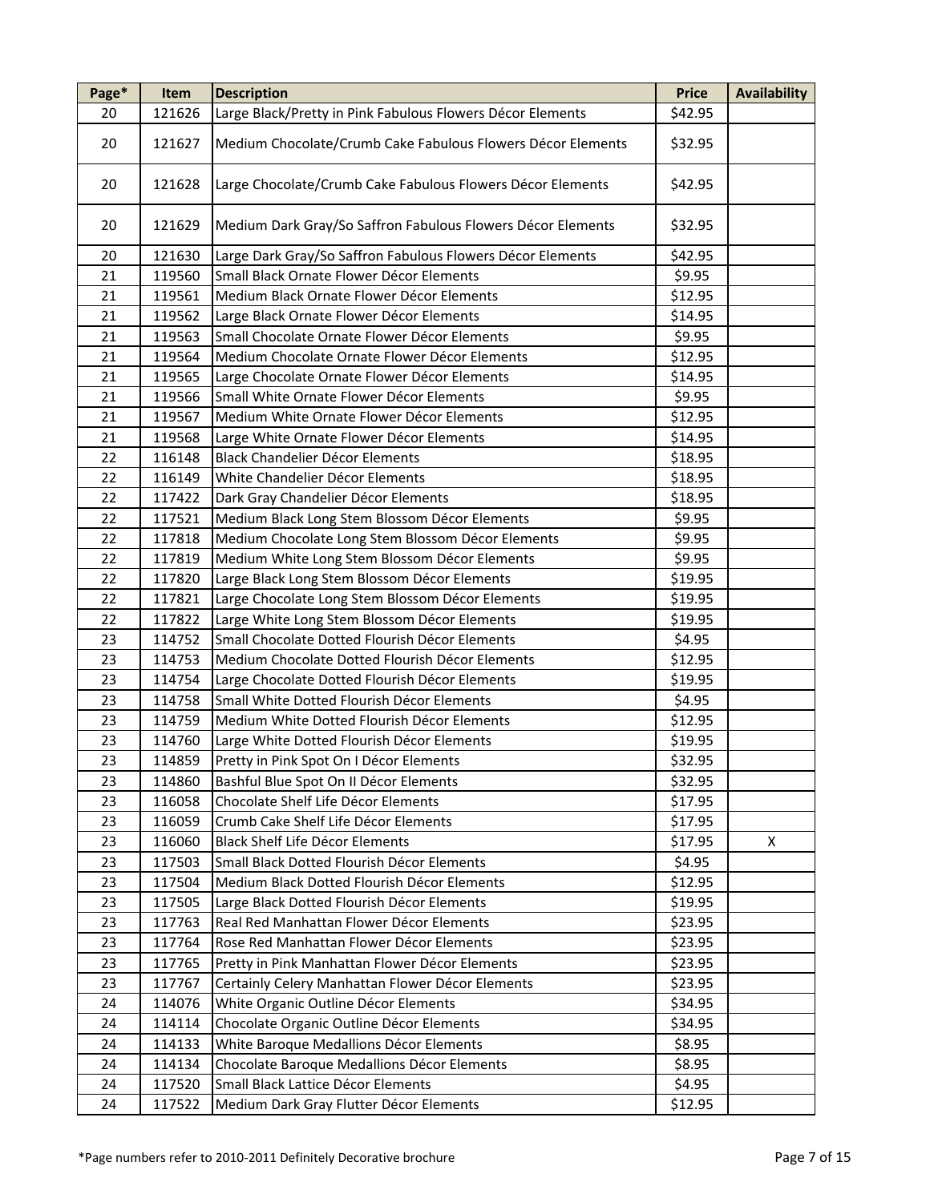| Page* | Item | Description | Price | Availability |
|---|---|---|---|---|
| 20 | 121626 | Large Black/Pretty in Pink Fabulous Flowers Décor Elements | $42.95 | |
| 20 | 121627 | Medium Chocolate/Crumb Cake Fabulous Flowers Décor Elements | $32.95 | |
| 20 | 121628 | Large Chocolate/Crumb Cake Fabulous Flowers Décor Elements | $42.95 | |
| 20 | 121629 | Medium Dark Gray/So Saffron Fabulous Flowers Décor Elements | $32.95 | |
| 20 | 121630 | Large Dark Gray/So Saffron Fabulous Flowers Décor Elements | $42.95 | |
| 21 | 119560 | Small Black Ornate Flower Décor Elements | $9.95 | |
| 21 | 119561 | Medium Black Ornate Flower Décor Elements | $12.95 | |
| 21 | 119562 | Large Black Ornate Flower Décor Elements | $14.95 | |
| 21 | 119563 | Small Chocolate Ornate Flower Décor Elements | $9.95 | |
| 21 | 119564 | Medium Chocolate Ornate Flower Décor Elements | $12.95 | |
| 21 | 119565 | Large Chocolate Ornate Flower Décor Elements | $14.95 | |
| 21 | 119566 | Small White Ornate Flower Décor Elements | $9.95 | |
| 21 | 119567 | Medium White Ornate Flower Décor Elements | $12.95 | |
| 21 | 119568 | Large White Ornate Flower Décor Elements | $14.95 | |
| 22 | 116148 | Black Chandelier Décor Elements | $18.95 | |
| 22 | 116149 | White Chandelier Décor Elements | $18.95 | |
| 22 | 117422 | Dark Gray Chandelier Décor Elements | $18.95 | |
| 22 | 117521 | Medium Black Long Stem Blossom Décor Elements | $9.95 | |
| 22 | 117818 | Medium Chocolate Long Stem Blossom Décor Elements | $9.95 | |
| 22 | 117819 | Medium White Long Stem Blossom Décor Elements | $9.95 | |
| 22 | 117820 | Large Black Long Stem Blossom Décor Elements | $19.95 | |
| 22 | 117821 | Large Chocolate Long Stem Blossom Décor Elements | $19.95 | |
| 22 | 117822 | Large White Long Stem Blossom Décor Elements | $19.95 | |
| 23 | 114752 | Small Chocolate Dotted Flourish Décor Elements | $4.95 | |
| 23 | 114753 | Medium Chocolate Dotted Flourish Décor Elements | $12.95 | |
| 23 | 114754 | Large Chocolate Dotted Flourish Décor Elements | $19.95 | |
| 23 | 114758 | Small White Dotted Flourish Décor Elements | $4.95 | |
| 23 | 114759 | Medium White Dotted Flourish Décor Elements | $12.95 | |
| 23 | 114760 | Large White Dotted Flourish Décor Elements | $19.95 | |
| 23 | 114859 | Pretty in Pink Spot On I Décor Elements | $32.95 | |
| 23 | 114860 | Bashful Blue Spot On II Décor Elements | $32.95 | |
| 23 | 116058 | Chocolate Shelf Life Décor Elements | $17.95 | |
| 23 | 116059 | Crumb Cake Shelf Life Décor Elements | $17.95 | |
| 23 | 116060 | Black Shelf Life Décor Elements | $17.95 | X |
| 23 | 117503 | Small Black Dotted Flourish Décor Elements | $4.95 | |
| 23 | 117504 | Medium Black Dotted Flourish Décor Elements | $12.95 | |
| 23 | 117505 | Large Black Dotted Flourish Décor Elements | $19.95 | |
| 23 | 117763 | Real Red Manhattan Flower Décor Elements | $23.95 | |
| 23 | 117764 | Rose Red Manhattan Flower Décor Elements | $23.95 | |
| 23 | 117765 | Pretty in Pink Manhattan Flower Décor Elements | $23.95 | |
| 23 | 117767 | Certainly Celery Manhattan Flower Décor Elements | $23.95 | |
| 24 | 114076 | White Organic Outline Décor Elements | $34.95 | |
| 24 | 114114 | Chocolate Organic Outline Décor Elements | $34.95 | |
| 24 | 114133 | White Baroque Medallions Décor Elements | $8.95 | |
| 24 | 114134 | Chocolate Baroque Medallions Décor Elements | $8.95 | |
| 24 | 117520 | Small Black Lattice Décor Elements | $4.95 | |
| 24 | 117522 | Medium Dark Gray Flutter Décor Elements | $12.95 | |

*Page numbers refer to 2010-2011 Definitely Decorative brochure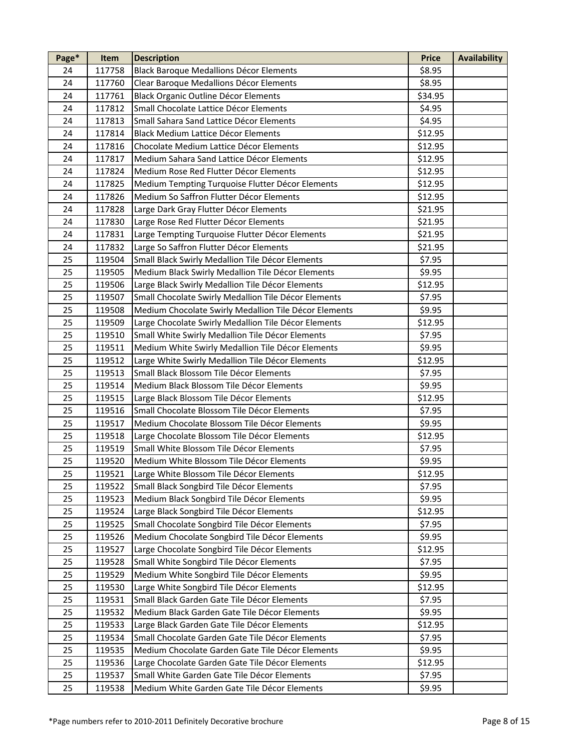| Page* | Item | Description | Price | Availability |
|---|---|---|---|---|
| 24 | 117758 | Black Baroque Medallions Décor Elements | $8.95 | |
| 24 | 117760 | Clear Baroque Medallions Décor Elements | $8.95 | |
| 24 | 117761 | Black Organic Outline Décor Elements | $34.95 | |
| 24 | 117812 | Small Chocolate Lattice Décor Elements | $4.95 | |
| 24 | 117813 | Small Sahara Sand Lattice Décor Elements | $4.95 | |
| 24 | 117814 | Black Medium Lattice Décor Elements | $12.95 | |
| 24 | 117816 | Chocolate Medium Lattice Décor Elements | $12.95 | |
| 24 | 117817 | Medium Sahara Sand Lattice Décor Elements | $12.95 | |
| 24 | 117824 | Medium Rose Red Flutter Décor Elements | $12.95 | |
| 24 | 117825 | Medium Tempting Turquoise Flutter Décor Elements | $12.95 | |
| 24 | 117826 | Medium So Saffron Flutter Décor Elements | $12.95 | |
| 24 | 117828 | Large Dark Gray Flutter Décor Elements | $21.95 | |
| 24 | 117830 | Large Rose Red Flutter Décor Elements | $21.95 | |
| 24 | 117831 | Large Tempting Turquoise Flutter Décor Elements | $21.95 | |
| 24 | 117832 | Large So Saffron Flutter Décor Elements | $21.95 | |
| 25 | 119504 | Small Black Swirly Medallion Tile Décor Elements | $7.95 | |
| 25 | 119505 | Medium Black Swirly Medallion Tile Décor Elements | $9.95 | |
| 25 | 119506 | Large Black Swirly Medallion Tile Décor Elements | $12.95 | |
| 25 | 119507 | Small Chocolate Swirly Medallion Tile Décor Elements | $7.95 | |
| 25 | 119508 | Medium Chocolate Swirly Medallion Tile Décor Elements | $9.95 | |
| 25 | 119509 | Large Chocolate Swirly Medallion Tile Décor Elements | $12.95 | |
| 25 | 119510 | Small White Swirly Medallion Tile Décor Elements | $7.95 | |
| 25 | 119511 | Medium White Swirly Medallion Tile Décor Elements | $9.95 | |
| 25 | 119512 | Large White Swirly Medallion Tile Décor Elements | $12.95 | |
| 25 | 119513 | Small Black Blossom Tile Décor Elements | $7.95 | |
| 25 | 119514 | Medium Black Blossom Tile Décor Elements | $9.95 | |
| 25 | 119515 | Large Black Blossom Tile Décor Elements | $12.95 | |
| 25 | 119516 | Small Chocolate Blossom Tile Décor Elements | $7.95 | |
| 25 | 119517 | Medium Chocolate Blossom Tile Décor Elements | $9.95 | |
| 25 | 119518 | Large Chocolate Blossom Tile Décor Elements | $12.95 | |
| 25 | 119519 | Small White Blossom Tile Décor Elements | $7.95 | |
| 25 | 119520 | Medium White Blossom Tile Décor Elements | $9.95 | |
| 25 | 119521 | Large White Blossom Tile Décor Elements | $12.95 | |
| 25 | 119522 | Small Black Songbird Tile Décor Elements | $7.95 | |
| 25 | 119523 | Medium Black Songbird Tile Décor Elements | $9.95 | |
| 25 | 119524 | Large Black Songbird Tile Décor Elements | $12.95 | |
| 25 | 119525 | Small Chocolate Songbird Tile Décor Elements | $7.95 | |
| 25 | 119526 | Medium Chocolate Songbird Tile Décor Elements | $9.95 | |
| 25 | 119527 | Large Chocolate Songbird Tile Décor Elements | $12.95 | |
| 25 | 119528 | Small White Songbird Tile Décor Elements | $7.95 | |
| 25 | 119529 | Medium White Songbird Tile Décor Elements | $9.95 | |
| 25 | 119530 | Large White Songbird Tile Décor Elements | $12.95 | |
| 25 | 119531 | Small Black Garden Gate Tile Décor Elements | $7.95 | |
| 25 | 119532 | Medium Black Garden Gate Tile Décor Elements | $9.95 | |
| 25 | 119533 | Large Black Garden Gate Tile Décor Elements | $12.95 | |
| 25 | 119534 | Small Chocolate Garden Gate Tile Décor Elements | $7.95 | |
| 25 | 119535 | Medium Chocolate Garden Gate Tile Décor Elements | $9.95 | |
| 25 | 119536 | Large Chocolate Garden Gate Tile Décor Elements | $12.95 | |
| 25 | 119537 | Small White Garden Gate Tile Décor Elements | $7.95 | |
| 25 | 119538 | Medium White Garden Gate Tile Décor Elements | $9.95 | |

*Page numbers refer to 2010-2011 Definitely Decorative brochure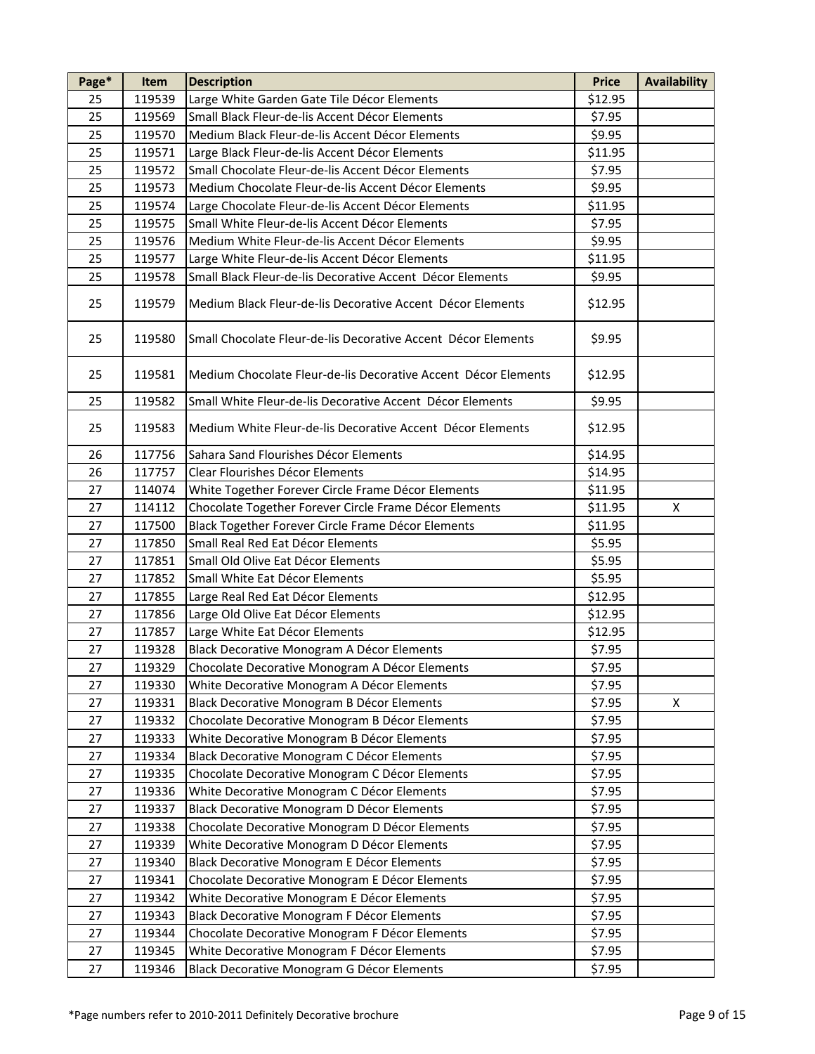| Page* | Item | Description | Price | Availability |
|---|---|---|---|---|
| 25 | 119539 | Large White Garden Gate Tile Décor Elements | $12.95 | |
| 25 | 119569 | Small Black Fleur-de-lis Accent Décor Elements | $7.95 | |
| 25 | 119570 | Medium Black Fleur-de-lis Accent Décor Elements | $9.95 | |
| 25 | 119571 | Large Black Fleur-de-lis Accent Décor Elements | $11.95 | |
| 25 | 119572 | Small Chocolate Fleur-de-lis Accent Décor Elements | $7.95 | |
| 25 | 119573 | Medium Chocolate Fleur-de-lis Accent Décor Elements | $9.95 | |
| 25 | 119574 | Large Chocolate Fleur-de-lis Accent Décor Elements | $11.95 | |
| 25 | 119575 | Small White Fleur-de-lis Accent Décor Elements | $7.95 | |
| 25 | 119576 | Medium White Fleur-de-lis Accent Décor Elements | $9.95 | |
| 25 | 119577 | Large White Fleur-de-lis Accent Décor Elements | $11.95 | |
| 25 | 119578 | Small Black Fleur-de-lis Decorative Accent Décor Elements | $9.95 | |
| 25 | 119579 | Medium Black Fleur-de-lis Decorative Accent Décor Elements | $12.95 | |
| 25 | 119580 | Small Chocolate Fleur-de-lis Decorative Accent Décor Elements | $9.95 | |
| 25 | 119581 | Medium Chocolate Fleur-de-lis Decorative Accent Décor Elements | $12.95 | |
| 25 | 119582 | Small White Fleur-de-lis Decorative Accent Décor Elements | $9.95 | |
| 25 | 119583 | Medium White Fleur-de-lis Decorative Accent Décor Elements | $12.95 | |
| 26 | 117756 | Sahara Sand Flourishes Décor Elements | $14.95 | |
| 26 | 117757 | Clear Flourishes Décor Elements | $14.95 | |
| 27 | 114074 | White Together Forever Circle Frame Décor Elements | $11.95 | |
| 27 | 114112 | Chocolate Together Forever Circle Frame Décor Elements | $11.95 | X |
| 27 | 117500 | Black Together Forever Circle Frame Décor Elements | $11.95 | |
| 27 | 117850 | Small Real Red Eat Décor Elements | $5.95 | |
| 27 | 117851 | Small Old Olive Eat Décor Elements | $5.95 | |
| 27 | 117852 | Small White Eat Décor Elements | $5.95 | |
| 27 | 117855 | Large Real Red Eat Décor Elements | $12.95 | |
| 27 | 117856 | Large Old Olive Eat Décor Elements | $12.95 | |
| 27 | 117857 | Large White Eat Décor Elements | $12.95 | |
| 27 | 119328 | Black Decorative Monogram A Décor Elements | $7.95 | |
| 27 | 119329 | Chocolate Decorative Monogram A Décor Elements | $7.95 | |
| 27 | 119330 | White Decorative Monogram A Décor Elements | $7.95 | |
| 27 | 119331 | Black Decorative Monogram B Décor Elements | $7.95 | X |
| 27 | 119332 | Chocolate Decorative Monogram B Décor Elements | $7.95 | |
| 27 | 119333 | White Decorative Monogram B Décor Elements | $7.95 | |
| 27 | 119334 | Black Decorative Monogram C Décor Elements | $7.95 | |
| 27 | 119335 | Chocolate Decorative Monogram C Décor Elements | $7.95 | |
| 27 | 119336 | White Decorative Monogram C Décor Elements | $7.95 | |
| 27 | 119337 | Black Decorative Monogram D Décor Elements | $7.95 | |
| 27 | 119338 | Chocolate Decorative Monogram D Décor Elements | $7.95 | |
| 27 | 119339 | White Decorative Monogram D Décor Elements | $7.95 | |
| 27 | 119340 | Black Decorative Monogram E Décor Elements | $7.95 | |
| 27 | 119341 | Chocolate Decorative Monogram E Décor Elements | $7.95 | |
| 27 | 119342 | White Decorative Monogram E Décor Elements | $7.95 | |
| 27 | 119343 | Black Decorative Monogram F Décor Elements | $7.95 | |
| 27 | 119344 | Chocolate Decorative Monogram F Décor Elements | $7.95 | |
| 27 | 119345 | White Decorative Monogram F Décor Elements | $7.95 | |
| 27 | 119346 | Black Decorative Monogram G Décor Elements | $7.95 | |

*Page numbers refer to 2010-2011 Definitely Decorative brochure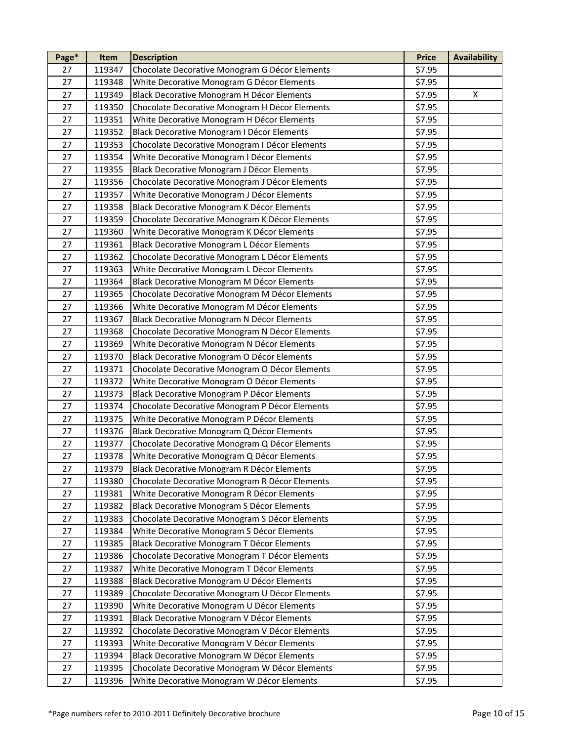| Page* | Item | Description | Price | Availability |
|---|---|---|---|---|
| 27 | 119347 | Chocolate Decorative Monogram G Décor Elements | $7.95 | |
| 27 | 119348 | White Decorative Monogram G Décor Elements | $7.95 | |
| 27 | 119349 | Black Decorative Monogram H Décor Elements | $7.95 | X |
| 27 | 119350 | Chocolate Decorative Monogram H Décor Elements | $7.95 | |
| 27 | 119351 | White Decorative Monogram H Décor Elements | $7.95 | |
| 27 | 119352 | Black Decorative Monogram I Décor Elements | $7.95 | |
| 27 | 119353 | Chocolate Decorative Monogram I Décor Elements | $7.95 | |
| 27 | 119354 | White Decorative Monogram I Décor Elements | $7.95 | |
| 27 | 119355 | Black Decorative Monogram J Décor Elements | $7.95 | |
| 27 | 119356 | Chocolate Decorative Monogram J Décor Elements | $7.95 | |
| 27 | 119357 | White Decorative Monogram J Décor Elements | $7.95 | |
| 27 | 119358 | Black Decorative Monogram K Décor Elements | $7.95 | |
| 27 | 119359 | Chocolate Decorative Monogram K Décor Elements | $7.95 | |
| 27 | 119360 | White Decorative Monogram K Décor Elements | $7.95 | |
| 27 | 119361 | Black Decorative Monogram L Décor Elements | $7.95 | |
| 27 | 119362 | Chocolate Decorative Monogram L Décor Elements | $7.95 | |
| 27 | 119363 | White Decorative Monogram L Décor Elements | $7.95 | |
| 27 | 119364 | Black Decorative Monogram M Décor Elements | $7.95 | |
| 27 | 119365 | Chocolate Decorative Monogram M Décor Elements | $7.95 | |
| 27 | 119366 | White Decorative Monogram M Décor Elements | $7.95 | |
| 27 | 119367 | Black Decorative Monogram N Décor Elements | $7.95 | |
| 27 | 119368 | Chocolate Decorative Monogram N Décor Elements | $7.95 | |
| 27 | 119369 | White Decorative Monogram N Décor Elements | $7.95 | |
| 27 | 119370 | Black Decorative Monogram O Décor Elements | $7.95 | |
| 27 | 119371 | Chocolate Decorative Monogram O Décor Elements | $7.95 | |
| 27 | 119372 | White Decorative Monogram O Décor Elements | $7.95 | |
| 27 | 119373 | Black Decorative Monogram P Décor Elements | $7.95 | |
| 27 | 119374 | Chocolate Decorative Monogram P Décor Elements | $7.95 | |
| 27 | 119375 | White Decorative Monogram P Décor Elements | $7.95 | |
| 27 | 119376 | Black Decorative Monogram Q Décor Elements | $7.95 | |
| 27 | 119377 | Chocolate Decorative Monogram Q Décor Elements | $7.95 | |
| 27 | 119378 | White Decorative Monogram Q Décor Elements | $7.95 | |
| 27 | 119379 | Black Decorative Monogram R Décor Elements | $7.95 | |
| 27 | 119380 | Chocolate Decorative Monogram R Décor Elements | $7.95 | |
| 27 | 119381 | White Decorative Monogram R Décor Elements | $7.95 | |
| 27 | 119382 | Black Decorative Monogram S Décor Elements | $7.95 | |
| 27 | 119383 | Chocolate Decorative Monogram S Décor Elements | $7.95 | |
| 27 | 119384 | White Decorative Monogram S Décor Elements | $7.95 | |
| 27 | 119385 | Black Decorative Monogram T Décor Elements | $7.95 | |
| 27 | 119386 | Chocolate Decorative Monogram T Décor Elements | $7.95 | |
| 27 | 119387 | White Decorative Monogram T Décor Elements | $7.95 | |
| 27 | 119388 | Black Decorative Monogram U Décor Elements | $7.95 | |
| 27 | 119389 | Chocolate Decorative Monogram U Décor Elements | $7.95 | |
| 27 | 119390 | White Decorative Monogram U Décor Elements | $7.95 | |
| 27 | 119391 | Black Decorative Monogram V Décor Elements | $7.95 | |
| 27 | 119392 | Chocolate Decorative Monogram V Décor Elements | $7.95 | |
| 27 | 119393 | White Decorative Monogram V Décor Elements | $7.95 | |
| 27 | 119394 | Black Decorative Monogram W Décor Elements | $7.95 | |
| 27 | 119395 | Chocolate Decorative Monogram W Décor Elements | $7.95 | |
| 27 | 119396 | White Decorative Monogram W Décor Elements | $7.95 | |

*Page numbers refer to 2010-2011 Definitely Decorative brochure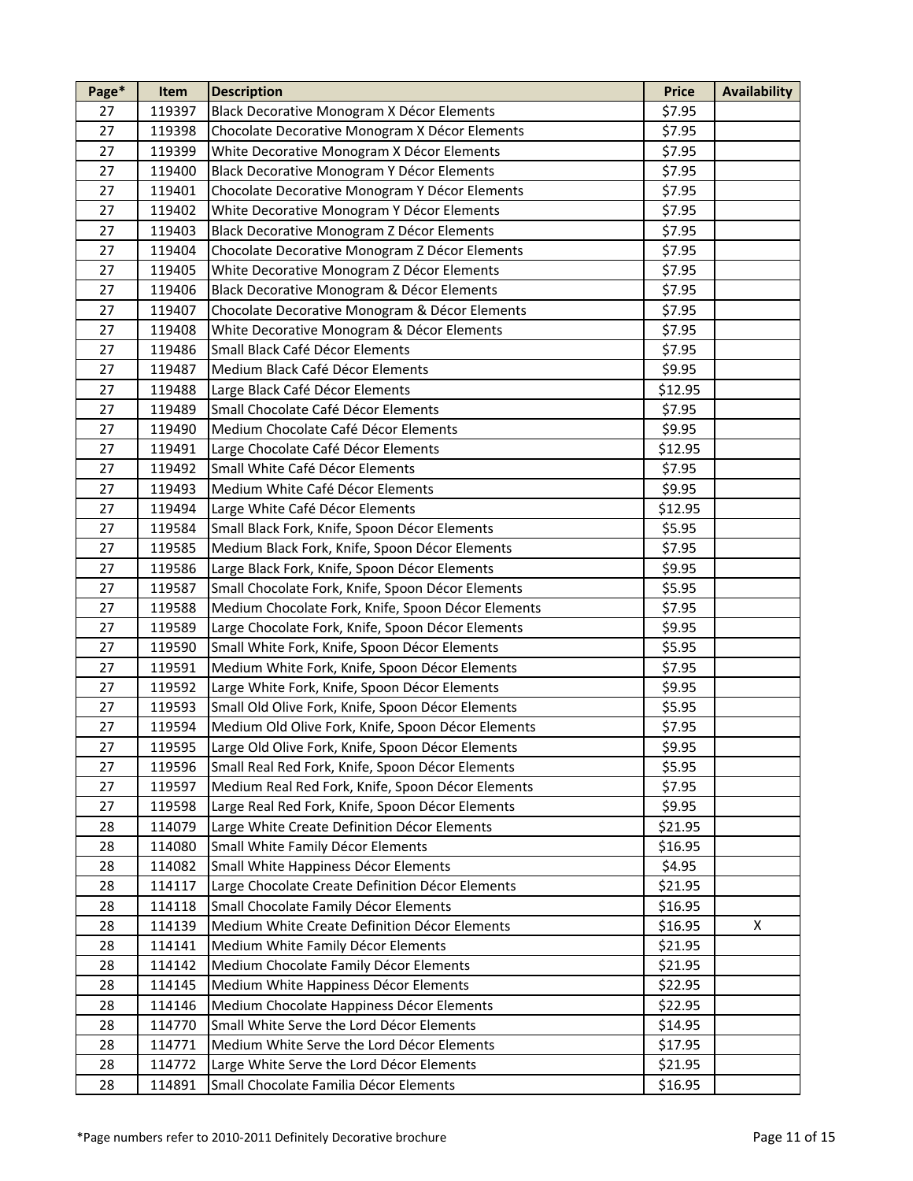| Page* | Item | Description | Price | Availability |
|---|---|---|---|---|
| 27 | 119397 | Black Decorative Monogram X Décor Elements | $7.95 | |
| 27 | 119398 | Chocolate Decorative Monogram X Décor Elements | $7.95 | |
| 27 | 119399 | White Decorative Monogram X Décor Elements | $7.95 | |
| 27 | 119400 | Black Decorative Monogram Y Décor Elements | $7.95 | |
| 27 | 119401 | Chocolate Decorative Monogram Y Décor Elements | $7.95 | |
| 27 | 119402 | White Decorative Monogram Y Décor Elements | $7.95 | |
| 27 | 119403 | Black Decorative Monogram Z Décor Elements | $7.95 | |
| 27 | 119404 | Chocolate Decorative Monogram Z Décor Elements | $7.95 | |
| 27 | 119405 | White Decorative Monogram Z Décor Elements | $7.95 | |
| 27 | 119406 | Black Decorative Monogram & Décor Elements | $7.95 | |
| 27 | 119407 | Chocolate Decorative Monogram & Décor Elements | $7.95 | |
| 27 | 119408 | White Decorative Monogram & Décor Elements | $7.95 | |
| 27 | 119486 | Small Black Café Décor Elements | $7.95 | |
| 27 | 119487 | Medium Black Café Décor Elements | $9.95 | |
| 27 | 119488 | Large Black Café Décor Elements | $12.95 | |
| 27 | 119489 | Small Chocolate Café Décor Elements | $7.95 | |
| 27 | 119490 | Medium Chocolate Café Décor Elements | $9.95 | |
| 27 | 119491 | Large Chocolate Café Décor Elements | $12.95 | |
| 27 | 119492 | Small White Café Décor Elements | $7.95 | |
| 27 | 119493 | Medium White Café Décor Elements | $9.95 | |
| 27 | 119494 | Large White Café Décor Elements | $12.95 | |
| 27 | 119584 | Small Black Fork, Knife, Spoon Décor Elements | $5.95 | |
| 27 | 119585 | Medium Black Fork, Knife, Spoon Décor Elements | $7.95 | |
| 27 | 119586 | Large Black Fork, Knife, Spoon Décor Elements | $9.95 | |
| 27 | 119587 | Small Chocolate Fork, Knife, Spoon Décor Elements | $5.95 | |
| 27 | 119588 | Medium Chocolate Fork, Knife, Spoon Décor Elements | $7.95 | |
| 27 | 119589 | Large Chocolate Fork, Knife, Spoon Décor Elements | $9.95 | |
| 27 | 119590 | Small White Fork, Knife, Spoon Décor Elements | $5.95 | |
| 27 | 119591 | Medium White Fork, Knife, Spoon Décor Elements | $7.95 | |
| 27 | 119592 | Large White Fork, Knife, Spoon Décor Elements | $9.95 | |
| 27 | 119593 | Small Old Olive Fork, Knife, Spoon Décor Elements | $5.95 | |
| 27 | 119594 | Medium Old Olive Fork, Knife, Spoon Décor Elements | $7.95 | |
| 27 | 119595 | Large Old Olive Fork, Knife, Spoon Décor Elements | $9.95 | |
| 27 | 119596 | Small Real Red Fork, Knife, Spoon Décor Elements | $5.95 | |
| 27 | 119597 | Medium Real Red Fork, Knife, Spoon Décor Elements | $7.95 | |
| 27 | 119598 | Large Real Red Fork, Knife, Spoon Décor Elements | $9.95 | |
| 28 | 114079 | Large White Create Definition Décor Elements | $21.95 | |
| 28 | 114080 | Small White Family Décor Elements | $16.95 | |
| 28 | 114082 | Small White Happiness Décor Elements | $4.95 | |
| 28 | 114117 | Large Chocolate Create Definition Décor Elements | $21.95 | |
| 28 | 114118 | Small Chocolate Family Décor Elements | $16.95 | |
| 28 | 114139 | Medium White Create Definition Décor Elements | $16.95 | X |
| 28 | 114141 | Medium White Family Décor Elements | $21.95 | |
| 28 | 114142 | Medium Chocolate Family Décor Elements | $21.95 | |
| 28 | 114145 | Medium White Happiness Décor Elements | $22.95 | |
| 28 | 114146 | Medium Chocolate Happiness Décor Elements | $22.95 | |
| 28 | 114770 | Small White Serve the Lord Décor Elements | $14.95 | |
| 28 | 114771 | Medium White Serve the Lord Décor Elements | $17.95 | |
| 28 | 114772 | Large White Serve the Lord Décor Elements | $21.95 | |
| 28 | 114891 | Small Chocolate Familia Décor Elements | $16.95 | |

*Page numbers refer to 2010-2011 Definitely Decorative brochure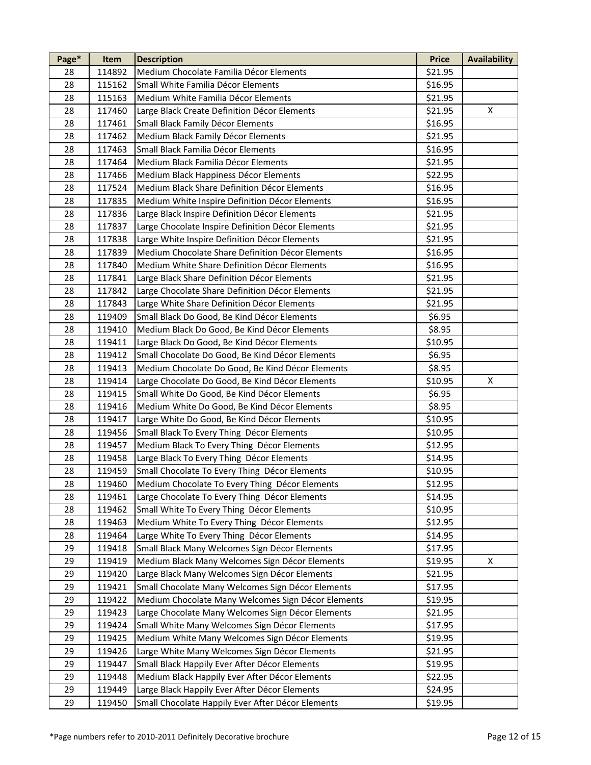| Page* | Item | Description | Price | Availability |
|---|---|---|---|---|
| 28 | 114892 | Medium Chocolate Familia Décor Elements | $21.95 | |
| 28 | 115162 | Small White Familia Décor Elements | $16.95 | |
| 28 | 115163 | Medium White Familia Décor Elements | $21.95 | |
| 28 | 117460 | Large Black Create Definition Décor Elements | $21.95 | X |
| 28 | 117461 | Small Black Family Décor Elements | $16.95 | |
| 28 | 117462 | Medium Black Family Décor Elements | $21.95 | |
| 28 | 117463 | Small Black Familia Décor Elements | $16.95 | |
| 28 | 117464 | Medium Black Familia Décor Elements | $21.95 | |
| 28 | 117466 | Medium Black Happiness Décor Elements | $22.95 | |
| 28 | 117524 | Medium Black Share Definition Décor Elements | $16.95 | |
| 28 | 117835 | Medium White Inspire Definition Décor Elements | $16.95 | |
| 28 | 117836 | Large Black Inspire Definition Décor Elements | $21.95 | |
| 28 | 117837 | Large Chocolate Inspire Definition Décor Elements | $21.95 | |
| 28 | 117838 | Large White Inspire Definition Décor Elements | $21.95 | |
| 28 | 117839 | Medium Chocolate Share Definition Décor Elements | $16.95 | |
| 28 | 117840 | Medium White Share Definition Décor Elements | $16.95 | |
| 28 | 117841 | Large Black Share Definition Décor Elements | $21.95 | |
| 28 | 117842 | Large Chocolate Share Definition Décor Elements | $21.95 | |
| 28 | 117843 | Large White Share Definition Décor Elements | $21.95 | |
| 28 | 119409 | Small Black Do Good, Be Kind Décor Elements | $6.95 | |
| 28 | 119410 | Medium Black Do Good, Be Kind Décor Elements | $8.95 | |
| 28 | 119411 | Large Black Do Good, Be Kind Décor Elements | $10.95 | |
| 28 | 119412 | Small Chocolate Do Good, Be Kind Décor Elements | $6.95 | |
| 28 | 119413 | Medium Chocolate Do Good, Be Kind Décor Elements | $8.95 | |
| 28 | 119414 | Large Chocolate Do Good, Be Kind Décor Elements | $10.95 | X |
| 28 | 119415 | Small White Do Good, Be Kind Décor Elements | $6.95 | |
| 28 | 119416 | Medium White Do Good, Be Kind Décor Elements | $8.95 | |
| 28 | 119417 | Large White Do Good, Be Kind Décor Elements | $10.95 | |
| 28 | 119456 | Small Black To Every Thing Décor Elements | $10.95 | |
| 28 | 119457 | Medium Black To Every Thing Décor Elements | $12.95 | |
| 28 | 119458 | Large Black To Every Thing Décor Elements | $14.95 | |
| 28 | 119459 | Small Chocolate To Every Thing Décor Elements | $10.95 | |
| 28 | 119460 | Medium Chocolate To Every Thing Décor Elements | $12.95 | |
| 28 | 119461 | Large Chocolate To Every Thing Décor Elements | $14.95 | |
| 28 | 119462 | Small White To Every Thing Décor Elements | $10.95 | |
| 28 | 119463 | Medium White To Every Thing Décor Elements | $12.95 | |
| 28 | 119464 | Large White To Every Thing Décor Elements | $14.95 | |
| 29 | 119418 | Small Black Many Welcomes Sign Décor Elements | $17.95 | |
| 29 | 119419 | Medium Black Many Welcomes Sign Décor Elements | $19.95 | X |
| 29 | 119420 | Large Black Many Welcomes Sign Décor Elements | $21.95 | |
| 29 | 119421 | Small Chocolate Many Welcomes Sign Décor Elements | $17.95 | |
| 29 | 119422 | Medium Chocolate Many Welcomes Sign Décor Elements | $19.95 | |
| 29 | 119423 | Large Chocolate Many Welcomes Sign Décor Elements | $21.95 | |
| 29 | 119424 | Small White Many Welcomes Sign Décor Elements | $17.95 | |
| 29 | 119425 | Medium White Many Welcomes Sign Décor Elements | $19.95 | |
| 29 | 119426 | Large White Many Welcomes Sign Décor Elements | $21.95 | |
| 29 | 119447 | Small Black Happily Ever After Décor Elements | $19.95 | |
| 29 | 119448 | Medium Black Happily Ever After Décor Elements | $22.95 | |
| 29 | 119449 | Large Black Happily Ever After Décor Elements | $24.95 | |
| 29 | 119450 | Small Chocolate Happily Ever After Décor Elements | $19.95 | |

*Page numbers refer to 2010-2011 Definitely Decorative brochure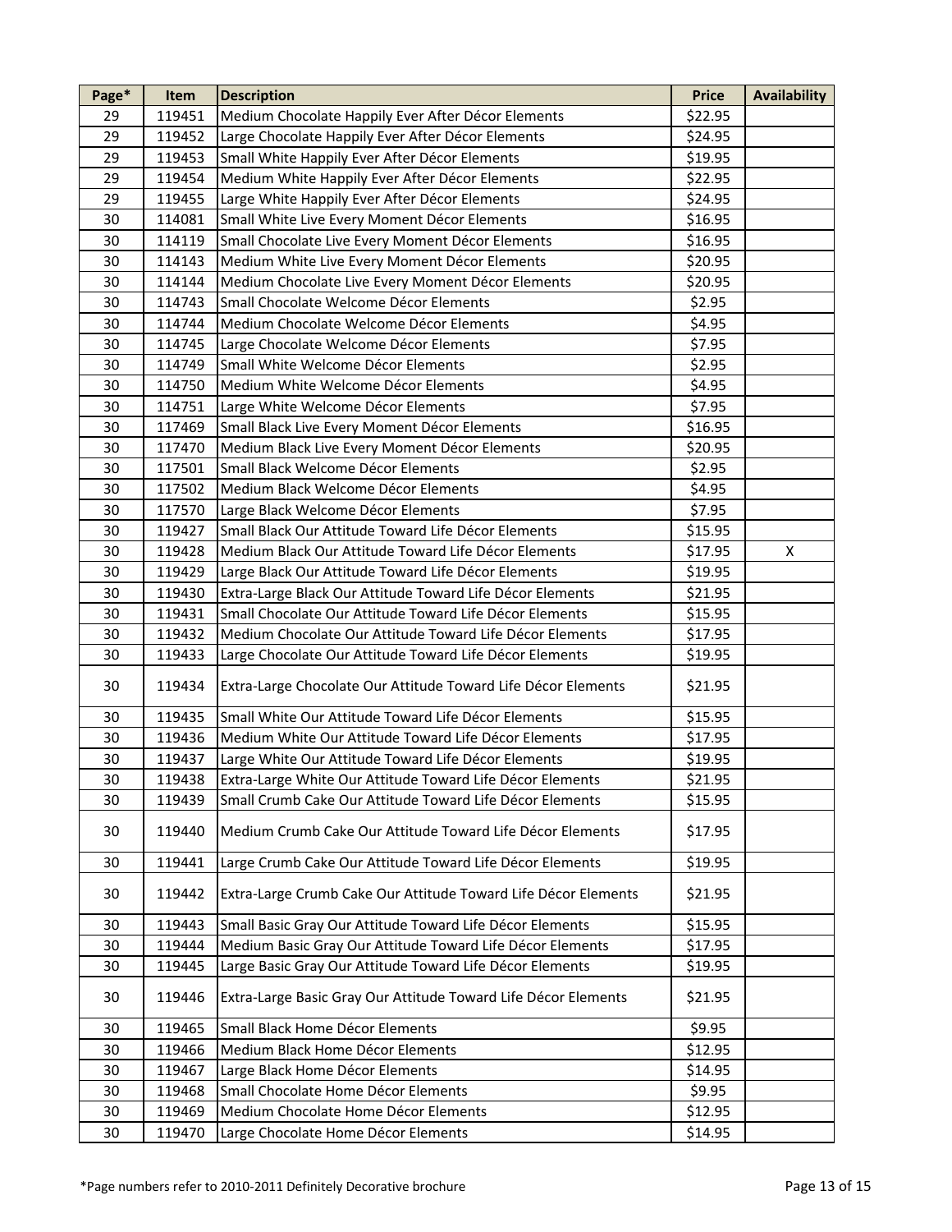| Page* | Item | Description | Price | Availability |
|---|---|---|---|---|
| 29 | 119451 | Medium Chocolate Happily Ever After Décor Elements | $22.95 | |
| 29 | 119452 | Large Chocolate Happily Ever After Décor Elements | $24.95 | |
| 29 | 119453 | Small White Happily Ever After Décor Elements | $19.95 | |
| 29 | 119454 | Medium White Happily Ever After Décor Elements | $22.95 | |
| 29 | 119455 | Large White Happily Ever After Décor Elements | $24.95 | |
| 30 | 114081 | Small White Live Every Moment Décor Elements | $16.95 | |
| 30 | 114119 | Small Chocolate Live Every Moment Décor Elements | $16.95 | |
| 30 | 114143 | Medium White Live Every Moment Décor Elements | $20.95 | |
| 30 | 114144 | Medium Chocolate Live Every Moment Décor Elements | $20.95 | |
| 30 | 114743 | Small Chocolate Welcome Décor Elements | $2.95 | |
| 30 | 114744 | Medium Chocolate Welcome Décor Elements | $4.95 | |
| 30 | 114745 | Large Chocolate Welcome Décor Elements | $7.95 | |
| 30 | 114749 | Small White Welcome Décor Elements | $2.95 | |
| 30 | 114750 | Medium White Welcome Décor Elements | $4.95 | |
| 30 | 114751 | Large White Welcome Décor Elements | $7.95 | |
| 30 | 117469 | Small Black Live Every Moment Décor Elements | $16.95 | |
| 30 | 117470 | Medium Black Live Every Moment Décor Elements | $20.95 | |
| 30 | 117501 | Small Black Welcome Décor Elements | $2.95 | |
| 30 | 117502 | Medium Black Welcome Décor Elements | $4.95 | |
| 30 | 117570 | Large Black Welcome Décor Elements | $7.95 | |
| 30 | 119427 | Small Black Our Attitude Toward Life Décor Elements | $15.95 | |
| 30 | 119428 | Medium Black Our Attitude Toward Life Décor Elements | $17.95 | X |
| 30 | 119429 | Large Black Our Attitude Toward Life Décor Elements | $19.95 | |
| 30 | 119430 | Extra-Large Black Our Attitude Toward Life Décor Elements | $21.95 | |
| 30 | 119431 | Small Chocolate Our Attitude Toward Life Décor Elements | $15.95 | |
| 30 | 119432 | Medium Chocolate Our Attitude Toward Life Décor Elements | $17.95 | |
| 30 | 119433 | Large Chocolate Our Attitude Toward Life Décor Elements | $19.95 | |
| 30 | 119434 | Extra-Large Chocolate Our Attitude Toward Life Décor Elements | $21.95 | |
| 30 | 119435 | Small White Our Attitude Toward Life Décor Elements | $15.95 | |
| 30 | 119436 | Medium White Our Attitude Toward Life Décor Elements | $17.95 | |
| 30 | 119437 | Large White Our Attitude Toward Life Décor Elements | $19.95 | |
| 30 | 119438 | Extra-Large White Our Attitude Toward Life Décor Elements | $21.95 | |
| 30 | 119439 | Small Crumb Cake Our Attitude Toward Life Décor Elements | $15.95 | |
| 30 | 119440 | Medium Crumb Cake Our Attitude Toward Life Décor Elements | $17.95 | |
| 30 | 119441 | Large Crumb Cake Our Attitude Toward Life Décor Elements | $19.95 | |
| 30 | 119442 | Extra-Large Crumb Cake Our Attitude Toward Life Décor Elements | $21.95 | |
| 30 | 119443 | Small Basic Gray Our Attitude Toward Life Décor Elements | $15.95 | |
| 30 | 119444 | Medium Basic Gray Our Attitude Toward Life Décor Elements | $17.95 | |
| 30 | 119445 | Large Basic Gray Our Attitude Toward Life Décor Elements | $19.95 | |
| 30 | 119446 | Extra-Large Basic Gray Our Attitude Toward Life Décor Elements | $21.95 | |
| 30 | 119465 | Small Black Home Décor Elements | $9.95 | |
| 30 | 119466 | Medium Black Home Décor Elements | $12.95 | |
| 30 | 119467 | Large Black Home Décor Elements | $14.95 | |
| 30 | 119468 | Small Chocolate Home Décor Elements | $9.95 | |
| 30 | 119469 | Medium Chocolate Home Décor Elements | $12.95 | |
| 30 | 119470 | Large Chocolate Home Décor Elements | $14.95 | |

*Page numbers refer to 2010-2011 Definitely Decorative brochure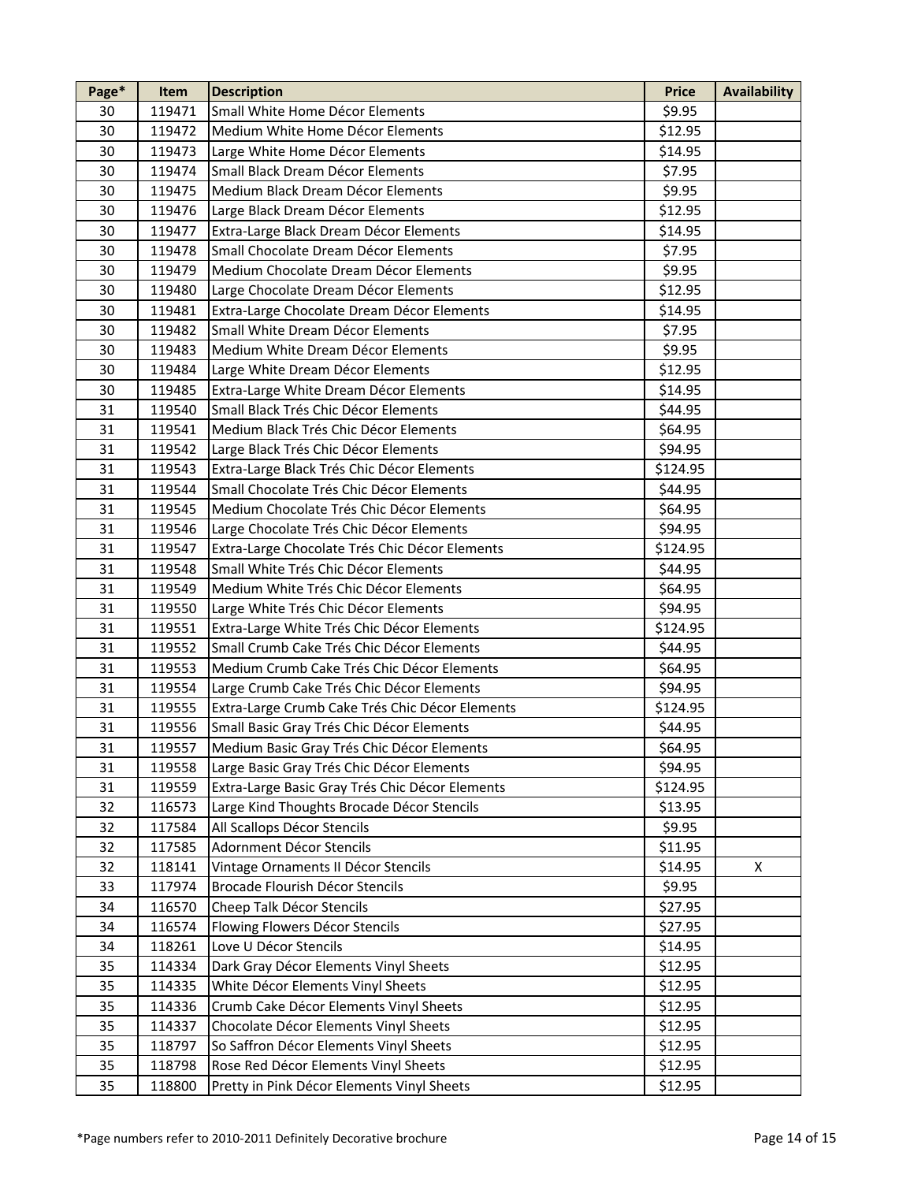| Page* | Item | Description | Price | Availability |
| --- | --- | --- | --- | --- |
| 30 | 119471 | Small White Home Décor Elements | $9.95 | |
| 30 | 119472 | Medium White Home Décor Elements | $12.95 | |
| 30 | 119473 | Large White Home Décor Elements | $14.95 | |
| 30 | 119474 | Small Black Dream Décor Elements | $7.95 | |
| 30 | 119475 | Medium Black Dream Décor Elements | $9.95 | |
| 30 | 119476 | Large Black Dream Décor Elements | $12.95 | |
| 30 | 119477 | Extra-Large Black Dream Décor Elements | $14.95 | |
| 30 | 119478 | Small Chocolate Dream Décor Elements | $7.95 | |
| 30 | 119479 | Medium Chocolate Dream Décor Elements | $9.95 | |
| 30 | 119480 | Large Chocolate Dream Décor Elements | $12.95 | |
| 30 | 119481 | Extra-Large Chocolate Dream Décor Elements | $14.95 | |
| 30 | 119482 | Small White Dream Décor Elements | $7.95 | |
| 30 | 119483 | Medium White Dream Décor Elements | $9.95 | |
| 30 | 119484 | Large White Dream Décor Elements | $12.95 | |
| 30 | 119485 | Extra-Large White Dream Décor Elements | $14.95 | |
| 31 | 119540 | Small Black Trés Chic Décor Elements | $44.95 | |
| 31 | 119541 | Medium Black Trés Chic Décor Elements | $64.95 | |
| 31 | 119542 | Large Black Trés Chic Décor Elements | $94.95 | |
| 31 | 119543 | Extra-Large Black Trés Chic Décor Elements | $124.95 | |
| 31 | 119544 | Small Chocolate Trés Chic Décor Elements | $44.95 | |
| 31 | 119545 | Medium Chocolate Trés Chic Décor Elements | $64.95 | |
| 31 | 119546 | Large Chocolate Trés Chic Décor Elements | $94.95 | |
| 31 | 119547 | Extra-Large Chocolate Trés Chic Décor Elements | $124.95 | |
| 31 | 119548 | Small White Trés Chic Décor Elements | $44.95 | |
| 31 | 119549 | Medium White Trés Chic Décor Elements | $64.95 | |
| 31 | 119550 | Large White Trés Chic Décor Elements | $94.95 | |
| 31 | 119551 | Extra-Large White Trés Chic Décor Elements | $124.95 | |
| 31 | 119552 | Small Crumb Cake Trés Chic Décor Elements | $44.95 | |
| 31 | 119553 | Medium Crumb Cake Trés Chic Décor Elements | $64.95 | |
| 31 | 119554 | Large Crumb Cake Trés Chic Décor Elements | $94.95 | |
| 31 | 119555 | Extra-Large Crumb Cake Trés Chic Décor Elements | $124.95 | |
| 31 | 119556 | Small Basic Gray Trés Chic Décor Elements | $44.95 | |
| 31 | 119557 | Medium Basic Gray Trés Chic Décor Elements | $64.95 | |
| 31 | 119558 | Large Basic Gray Trés Chic Décor Elements | $94.95 | |
| 31 | 119559 | Extra-Large Basic Gray Trés Chic Décor Elements | $124.95 | |
| 32 | 116573 | Large Kind Thoughts Brocade Décor Stencils | $13.95 | |
| 32 | 117584 | All Scallops Décor Stencils | $9.95 | |
| 32 | 117585 | Adornment Décor Stencils | $11.95 | |
| 32 | 118141 | Vintage Ornaments II Décor Stencils | $14.95 | X |
| 33 | 117974 | Brocade Flourish Décor Stencils | $9.95 | |
| 34 | 116570 | Cheep Talk Décor Stencils | $27.95 | |
| 34 | 116574 | Flowing Flowers Décor Stencils | $27.95 | |
| 34 | 118261 | Love U Décor Stencils | $14.95 | |
| 35 | 114334 | Dark Gray Décor Elements Vinyl Sheets | $12.95 | |
| 35 | 114335 | White Décor Elements Vinyl Sheets | $12.95 | |
| 35 | 114336 | Crumb Cake Décor Elements Vinyl Sheets | $12.95 | |
| 35 | 114337 | Chocolate Décor Elements Vinyl Sheets | $12.95 | |
| 35 | 118797 | So Saffron Décor Elements Vinyl Sheets | $12.95 | |
| 35 | 118798 | Rose Red Décor Elements Vinyl Sheets | $12.95 | |
| 35 | 118800 | Pretty in Pink Décor Elements Vinyl Sheets | $12.95 | |

*Page numbers refer to 2010-2011 Definitely Decorative brochure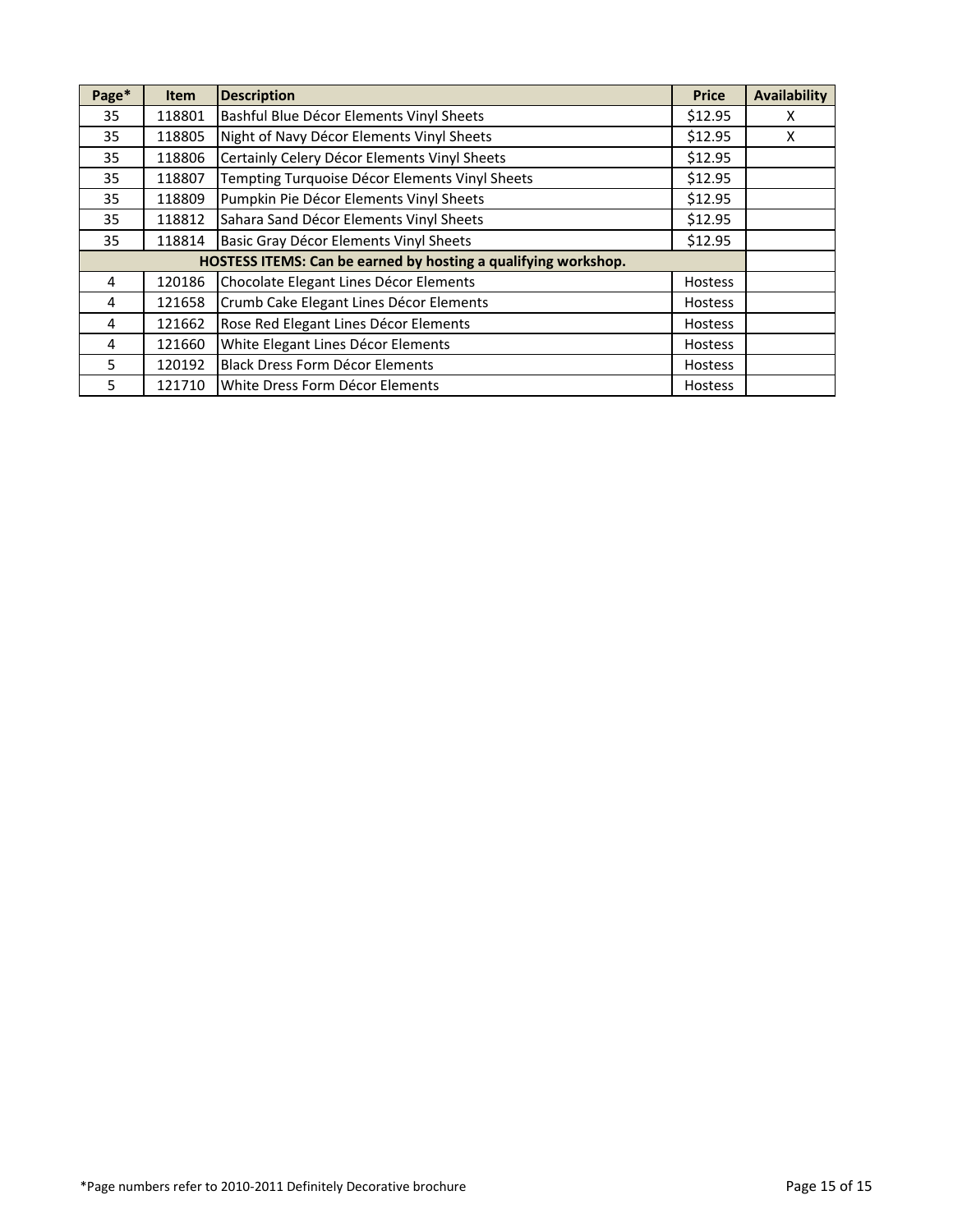| Page* | Item | Description | Price | Availability |
|---|---|---|---|---|
| 35 | 118801 | Bashful Blue Décor Elements Vinyl Sheets | $12.95 | X |
| 35 | 118805 | Night of Navy Décor Elements Vinyl Sheets | $12.95 | X |
| 35 | 118806 | Certainly Celery Décor Elements Vinyl Sheets | $12.95 | |
| 35 | 118807 | Tempting Turquoise Décor Elements Vinyl Sheets | $12.95 | |
| 35 | 118809 | Pumpkin Pie Décor Elements Vinyl Sheets | $12.95 | |
| 35 | 118812 | Sahara Sand Décor Elements Vinyl Sheets | $12.95 | |
| 35 | 118814 | Basic Gray Décor Elements Vinyl Sheets | $12.95 | |
| **HOSTESS ITEMS: Can be earned by hosting a qualifying workshop.** | | | | |
| 4 | 120186 | Chocolate Elegant Lines Décor Elements | Hostess | |
| 4 | 121658 | Crumb Cake Elegant Lines Décor Elements | Hostess | |
| 4 | 121662 | Rose Red Elegant Lines Décor Elements | Hostess | |
| 4 | 121660 | White Elegant Lines Décor Elements | Hostess | |
| 5 | 120192 | Black Dress Form Décor Elements | Hostess | |
| 5 | 121710 | White Dress Form Décor Elements | Hostess | |

*Page numbers refer to 2010-2011 Definitely Decorative brochure